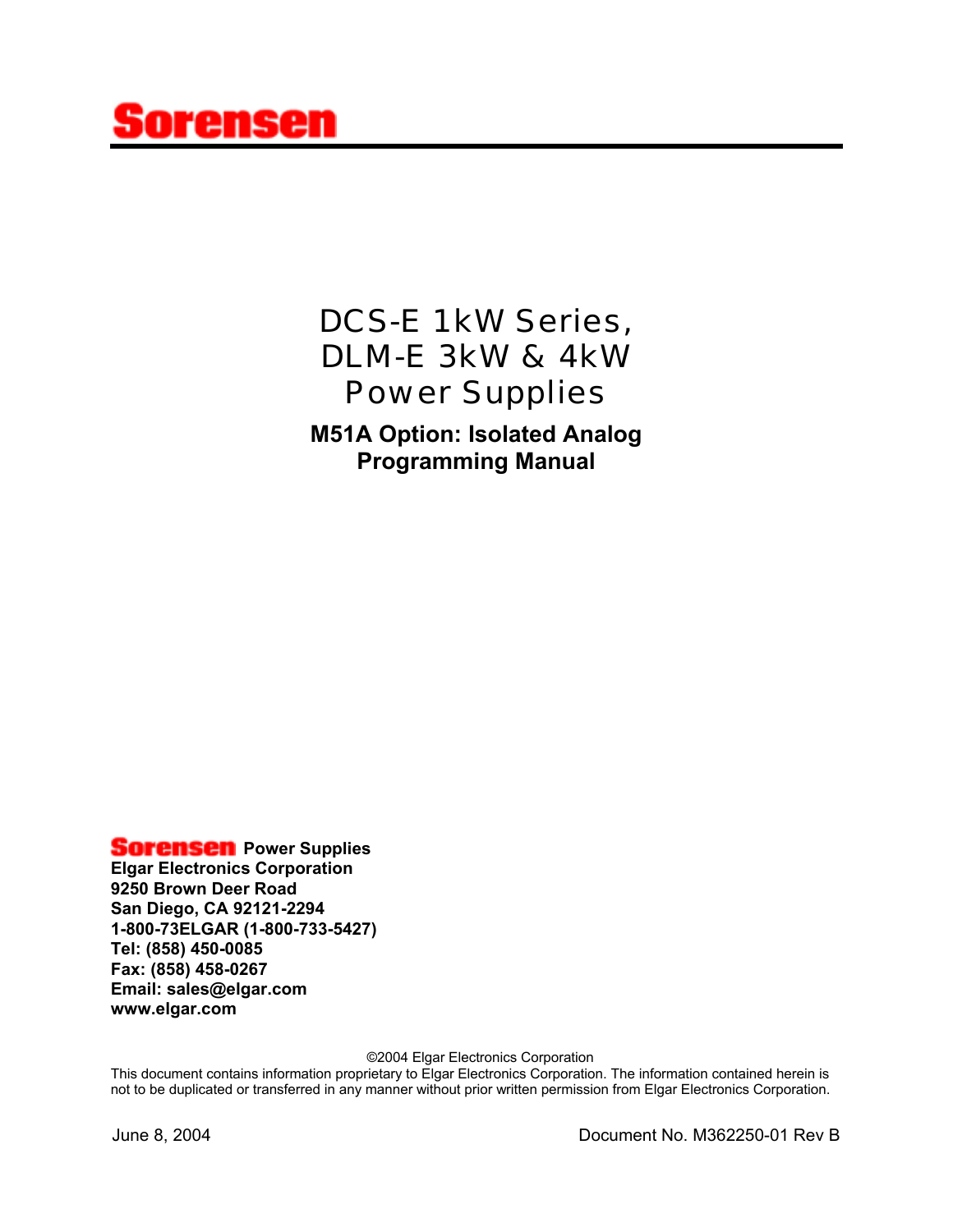# Sorensen

# DCS-E 1kW Series, DLM-E 3kW & 4kW Power Supplies

## M51A Option: Isolated Analog Programming Manual

**Sorensen Power Supplies**
**Elgar Electronics Corporation**
**9250 Brown Deer Road**
**San Diego, CA 92121-2294**
**1-800-73ELGAR (1-800-733-5427)**
**Tel: (858) 450-0085**
**Fax: (858) 458-0267**
**Email: sales@elgar.com**
**www.elgar.com**

©2004 Elgar Electronics Corporation
This document contains information proprietary to Elgar Electronics Corporation. The information contained herein is not to be duplicated or transferred in any manner without prior written permission from Elgar Electronics Corporation.

June 8, 2004 Document No. M362250-01 Rev B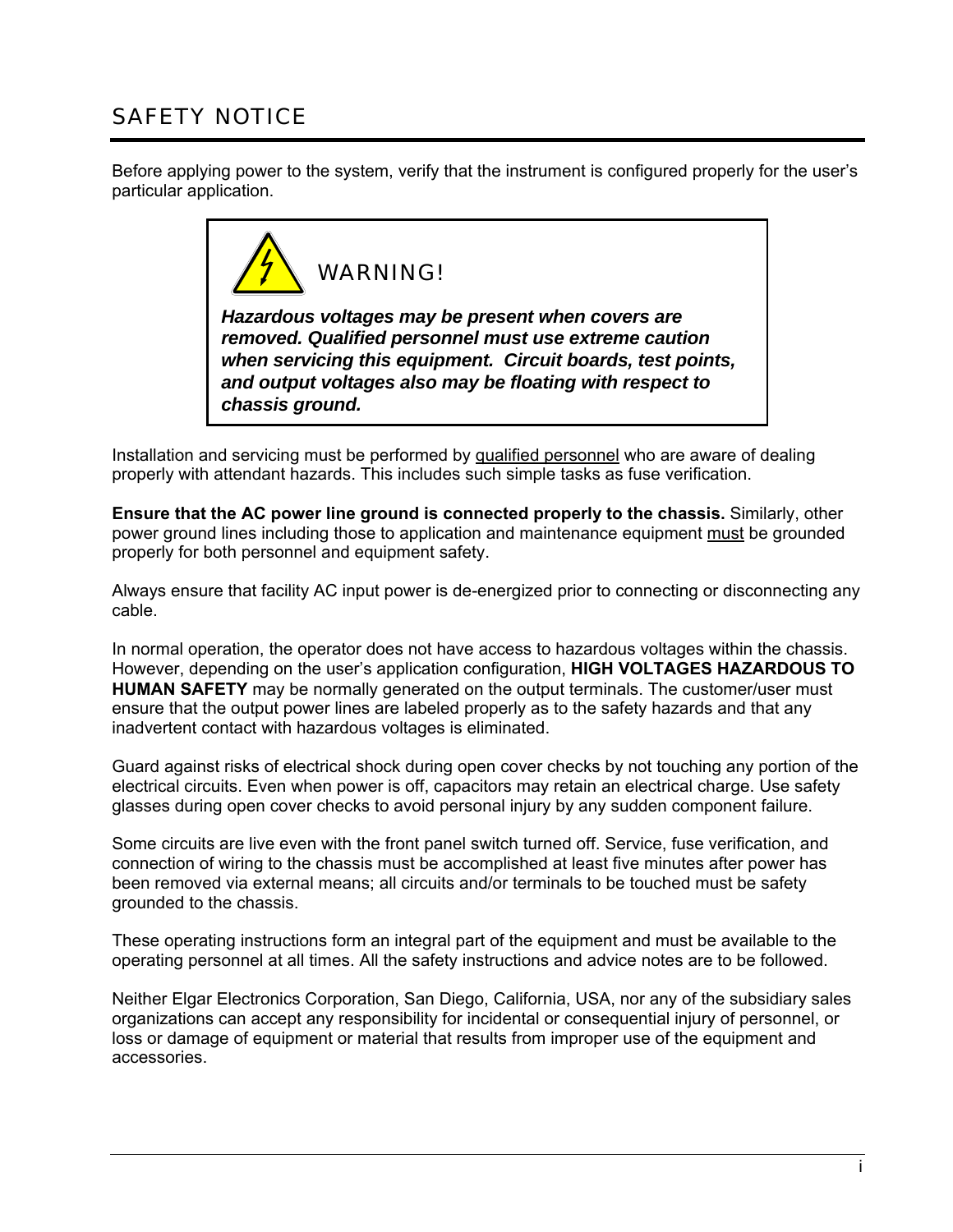# SAFETY NOTICE

Before applying power to the system, verify that the instrument is configured properly for the user's particular application.

> **WARNING!**
>
> ***Hazardous voltages may be present when covers are removed. Qualified personnel must use extreme caution when servicing this equipment. Circuit boards, test points, and output voltages also may be floating with respect to chassis ground.***

Installation and servicing must be performed by <u>qualified personnel</u> who are aware of dealing properly with attendant hazards. This includes such simple tasks as fuse verification.

**Ensure that the AC power line ground is connected properly to the chassis.** Similarly, other power ground lines including those to application and maintenance equipment <u>must</u> be grounded properly for both personnel and equipment safety.

Always ensure that facility AC input power is de-energized prior to connecting or disconnecting any cable.

In normal operation, the operator does not have access to hazardous voltages within the chassis. However, depending on the user's application configuration, **HIGH VOLTAGES HAZARDOUS TO HUMAN SAFETY** may be normally generated on the output terminals. The customer/user must ensure that the output power lines are labeled properly as to the safety hazards and that any inadvertent contact with hazardous voltages is eliminated.

Guard against risks of electrical shock during open cover checks by not touching any portion of the electrical circuits. Even when power is off, capacitors may retain an electrical charge. Use safety glasses during open cover checks to avoid personal injury by any sudden component failure.

Some circuits are live even with the front panel switch turned off. Service, fuse verification, and connection of wiring to the chassis must be accomplished at least five minutes after power has been removed via external means; all circuits and/or terminals to be touched must be safety grounded to the chassis.

These operating instructions form an integral part of the equipment and must be available to the operating personnel at all times. All the safety instructions and advice notes are to be followed.

Neither Elgar Electronics Corporation, San Diego, California, USA, nor any of the subsidiary sales organizations can accept any responsibility for incidental or consequential injury of personnel, or loss or damage of equipment or material that results from improper use of the equipment and accessories.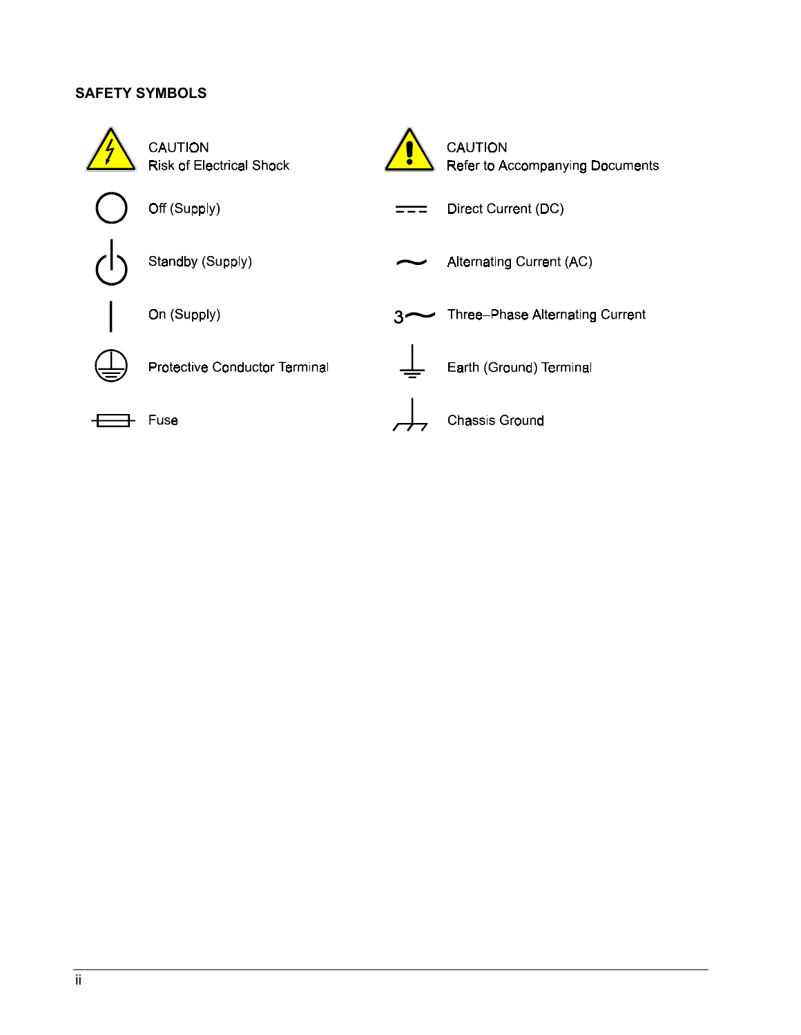## SAFETY SYMBOLS

| Symbol | Description | Symbol | Description |
|---|---|---|---|
| | CAUTION<br>Risk of Electrical Shock | | CAUTION<br>Refer to Accompanying Documents |
| | Off (Supply) | | Direct Current (DC) |
| | Standby (Supply) | | Alternating Current (AC) |
| | On (Supply) | 3 | Three–Phase Alternating Current |
| | Protective Conductor Terminal | | Earth (Ground) Terminal |
| | Fuse | | Chassis Ground |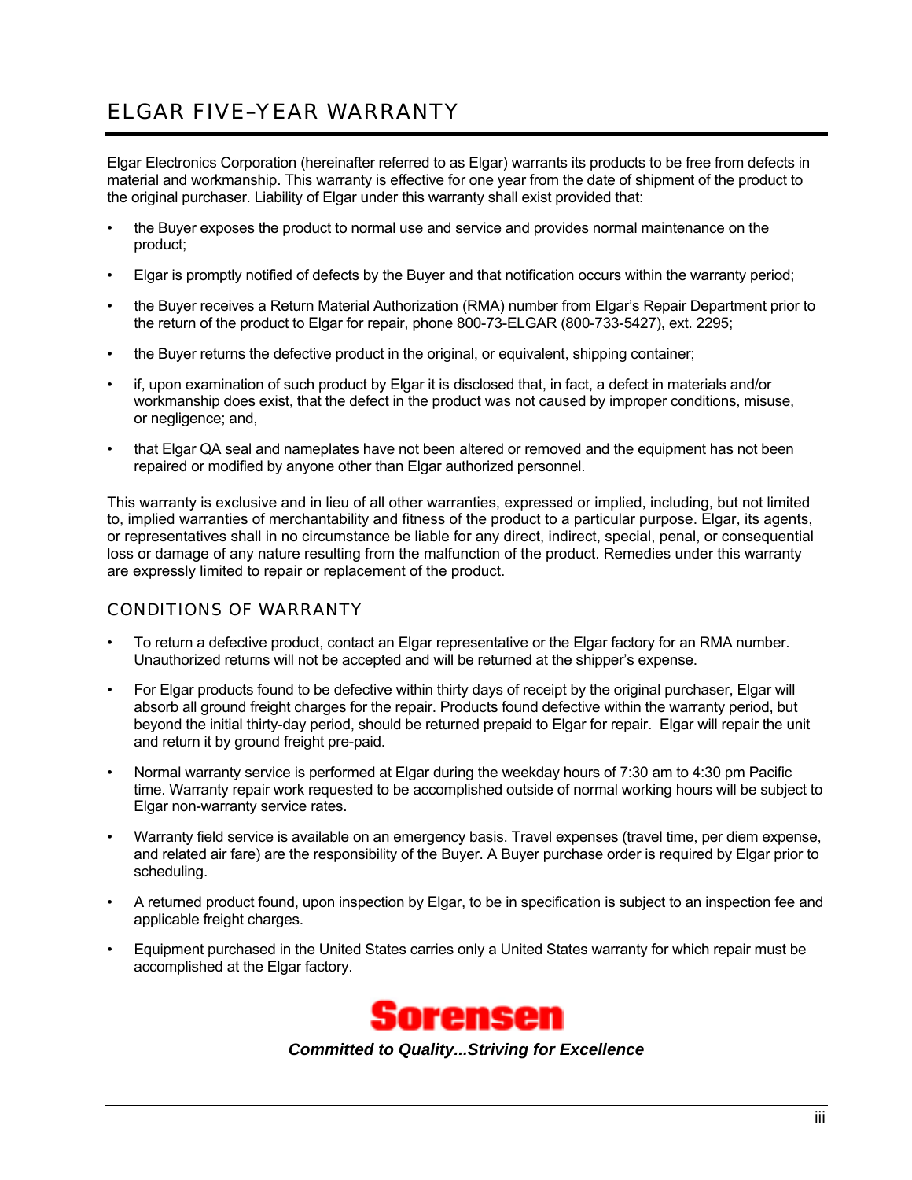# ELGAR FIVE–YEAR WARRANTY

Elgar Electronics Corporation (hereinafter referred to as Elgar) warrants its products to be free from defects in material and workmanship. This warranty is effective for one year from the date of shipment of the product to the original purchaser. Liability of Elgar under this warranty shall exist provided that:

- the Buyer exposes the product to normal use and service and provides normal maintenance on the product;
- Elgar is promptly notified of defects by the Buyer and that notification occurs within the warranty period;
- the Buyer receives a Return Material Authorization (RMA) number from Elgar's Repair Department prior to the return of the product to Elgar for repair, phone 800-73-ELGAR (800-733-5427), ext. 2295;
- the Buyer returns the defective product in the original, or equivalent, shipping container;
- if, upon examination of such product by Elgar it is disclosed that, in fact, a defect in materials and/or workmanship does exist, that the defect in the product was not caused by improper conditions, misuse, or negligence; and,
- that Elgar QA seal and nameplates have not been altered or removed and the equipment has not been repaired or modified by anyone other than Elgar authorized personnel.

This warranty is exclusive and in lieu of all other warranties, expressed or implied, including, but not limited to, implied warranties of merchantability and fitness of the product to a particular purpose. Elgar, its agents, or representatives shall in no circumstance be liable for any direct, indirect, special, penal, or consequential loss or damage of any nature resulting from the malfunction of the product. Remedies under this warranty are expressly limited to repair or replacement of the product.

## CONDITIONS OF WARRANTY

- To return a defective product, contact an Elgar representative or the Elgar factory for an RMA number. Unauthorized returns will not be accepted and will be returned at the shipper's expense.
- For Elgar products found to be defective within thirty days of receipt by the original purchaser, Elgar will absorb all ground freight charges for the repair. Products found defective within the warranty period, but beyond the initial thirty-day period, should be returned prepaid to Elgar for repair. Elgar will repair the unit and return it by ground freight pre-paid.
- Normal warranty service is performed at Elgar during the weekday hours of 7:30 am to 4:30 pm Pacific time. Warranty repair work requested to be accomplished outside of normal working hours will be subject to Elgar non-warranty service rates.
- Warranty field service is available on an emergency basis. Travel expenses (travel time, per diem expense, and related air fare) are the responsibility of the Buyer. A Buyer purchase order is required by Elgar prior to scheduling.
- A returned product found, upon inspection by Elgar, to be in specification is subject to an inspection fee and applicable freight charges.
- Equipment purchased in the United States carries only a United States warranty for which repair must be accomplished at the Elgar factory.

**Sorensen**

***Committed to Quality...Striving for Excellence***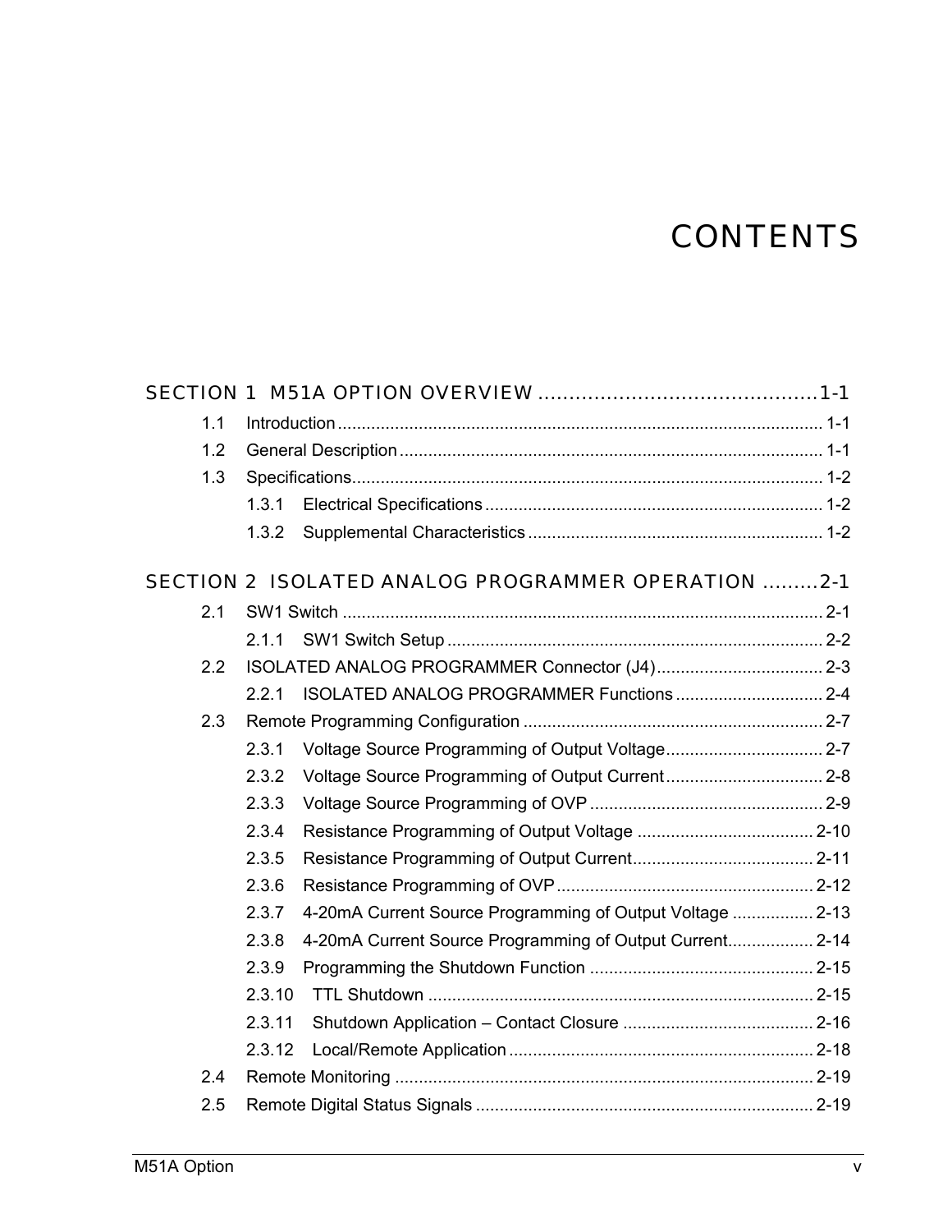# CONTENTS

## SECTION 1 M51A OPTION OVERVIEW ............................................1-1

1.1 Introduction ..................................................................................................... 1-1

1.2 General Description ........................................................................................ 1-1

1.3 Specifications.................................................................................................. 1-2

1.3.1 Electrical Specifications ...................................................................... 1-2

1.3.2 Supplemental Characteristics ............................................................. 1-2

## SECTION 2 ISOLATED ANALOG PROGRAMMER OPERATION .........2-1

2.1 SW1 Switch ..................................................................................................... 2-1

2.1.1 SW1 Switch Setup .............................................................................. 2-2

2.2 ISOLATED ANALOG PROGRAMMER Connector (J4)................................... 2-3

2.2.1 ISOLATED ANALOG PROGRAMMER Functions ............................... 2-4

2.3 Remote Programming Configuration .............................................................. 2-7

2.3.1 Voltage Source Programming of Output Voltage................................. 2-7

2.3.2 Voltage Source Programming of Output Current................................. 2-8

2.3.3 Voltage Source Programming of OVP ................................................. 2-9

2.3.4 Resistance Programming of Output Voltage ..................................... 2-10

2.3.5 Resistance Programming of Output Current...................................... 2-11

2.3.6 Resistance Programming of OVP...................................................... 2-12

2.3.7 4-20mA Current Source Programming of Output Voltage ................. 2-13

2.3.8 4-20mA Current Source Programming of Output Current.................. 2-14

2.3.9 Programming the Shutdown Function ............................................... 2-15

2.3.10 TTL Shutdown ................................................................................. 2-15

2.3.11 Shutdown Application – Contact Closure ........................................ 2-16

2.3.12 Local/Remote Application ................................................................ 2-18

2.4 Remote Monitoring ........................................................................................ 2-19

2.5 Remote Digital Status Signals ....................................................................... 2-19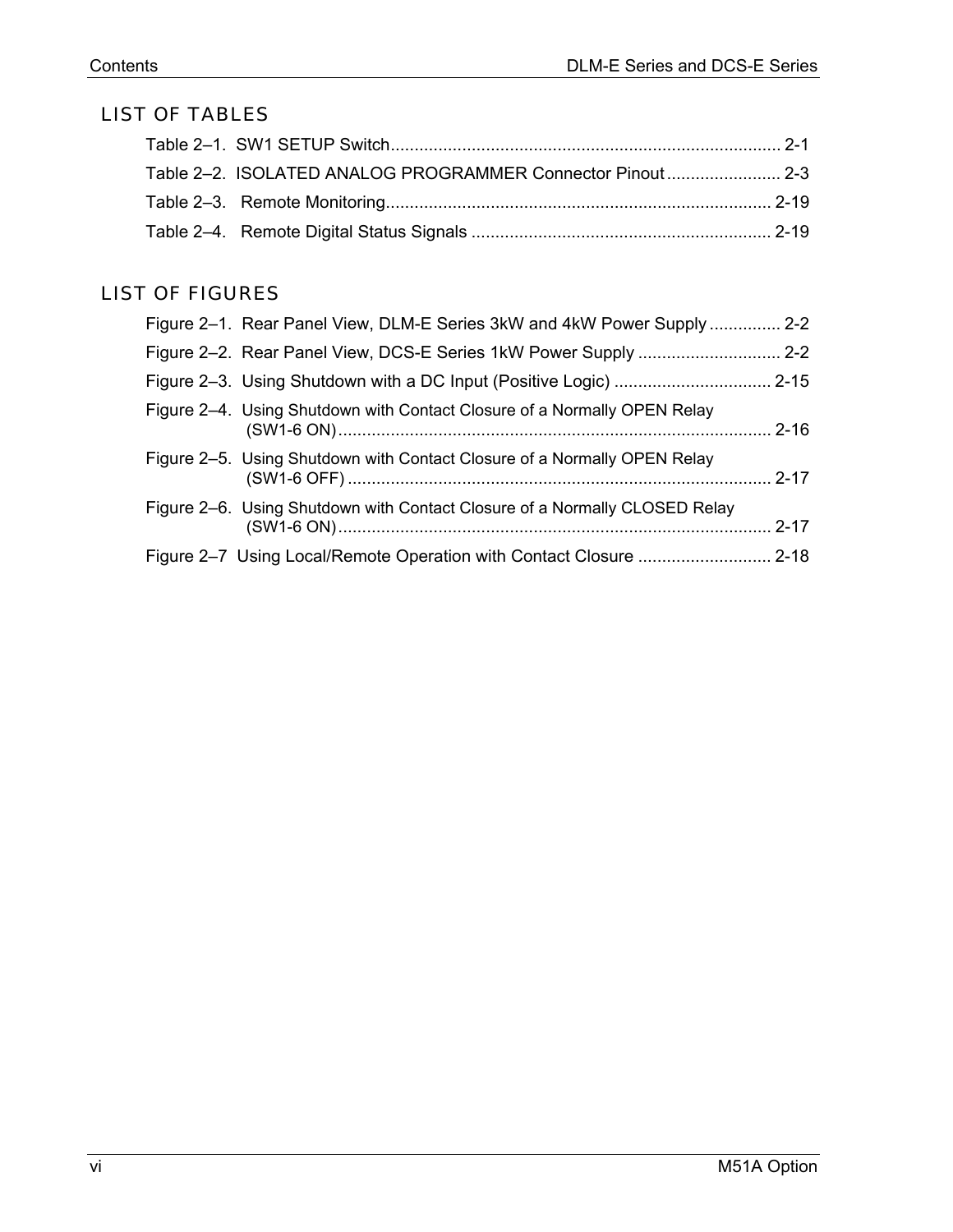## LIST OF TABLES

Table 2–1. SW1 SETUP Switch ........................................................................................ 2-1

Table 2–2. ISOLATED ANALOG PROGRAMMER Connector Pinout ........................ 2-3

Table 2–3. Remote Monitoring ......................................................................................... 2-19

Table 2–4. Remote Digital Status Signals .................................................................... 2-19

## LIST OF FIGURES

Figure 2–1. Rear Panel View, DLM-E Series 3kW and 4kW Power Supply ............... 2-2

Figure 2–2. Rear Panel View, DCS-E Series 1kW Power Supply .............................. 2-2

Figure 2–3. Using Shutdown with a DC Input (Positive Logic) ................................. 2-15

Figure 2–4. Using Shutdown with Contact Closure of a Normally OPEN Relay (SW1-6 ON) ........................................................................................... 2-16

Figure 2–5. Using Shutdown with Contact Closure of a Normally OPEN Relay (SW1-6 OFF) ......................................................................................... 2-17

Figure 2–6. Using Shutdown with Contact Closure of a Normally CLOSED Relay (SW1-6 ON) ........................................................................................... 2-17

Figure 2–7 Using Local/Remote Operation with Contact Closure ............................ 2-18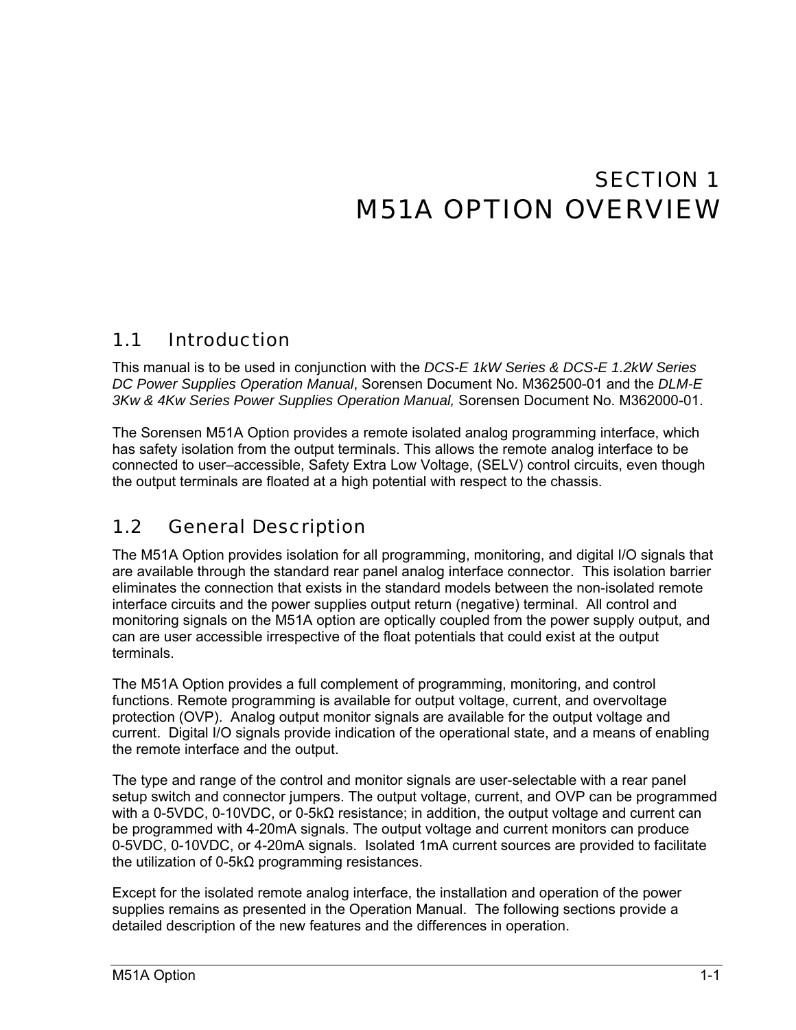# SECTION 1
# M51A OPTION OVERVIEW

## 1.1 Introduction

This manual is to be used in conjunction with the *DCS-E 1kW Series & DCS-E 1.2kW Series DC Power Supplies Operation Manual*, Sorensen Document No. M362500-01 and the *DLM-E 3Kw & 4Kw Series Power Supplies Operation Manual,* Sorensen Document No. M362000-01.

The Sorensen M51A Option provides a remote isolated analog programming interface, which has safety isolation from the output terminals. This allows the remote analog interface to be connected to user–accessible, Safety Extra Low Voltage, (SELV) control circuits, even though the output terminals are floated at a high potential with respect to the chassis.

## 1.2 General Description

The M51A Option provides isolation for all programming, monitoring, and digital I/O signals that are available through the standard rear panel analog interface connector. This isolation barrier eliminates the connection that exists in the standard models between the non-isolated remote interface circuits and the power supplies output return (negative) terminal. All control and monitoring signals on the M51A option are optically coupled from the power supply output, and can are user accessible irrespective of the float potentials that could exist at the output terminals.

The M51A Option provides a full complement of programming, monitoring, and control functions. Remote programming is available for output voltage, current, and overvoltage protection (OVP). Analog output monitor signals are available for the output voltage and current. Digital I/O signals provide indication of the operational state, and a means of enabling the remote interface and the output.

The type and range of the control and monitor signals are user-selectable with a rear panel setup switch and connector jumpers. The output voltage, current, and OVP can be programmed with a 0-5VDC, 0-10VDC, or 0-5kΩ resistance; in addition, the output voltage and current can be programmed with 4-20mA signals. The output voltage and current monitors can produce 0-5VDC, 0-10VDC, or 4-20mA signals. Isolated 1mA current sources are provided to facilitate the utilization of 0-5kΩ programming resistances.

Except for the isolated remote analog interface, the installation and operation of the power supplies remains as presented in the Operation Manual. The following sections provide a detailed description of the new features and the differences in operation.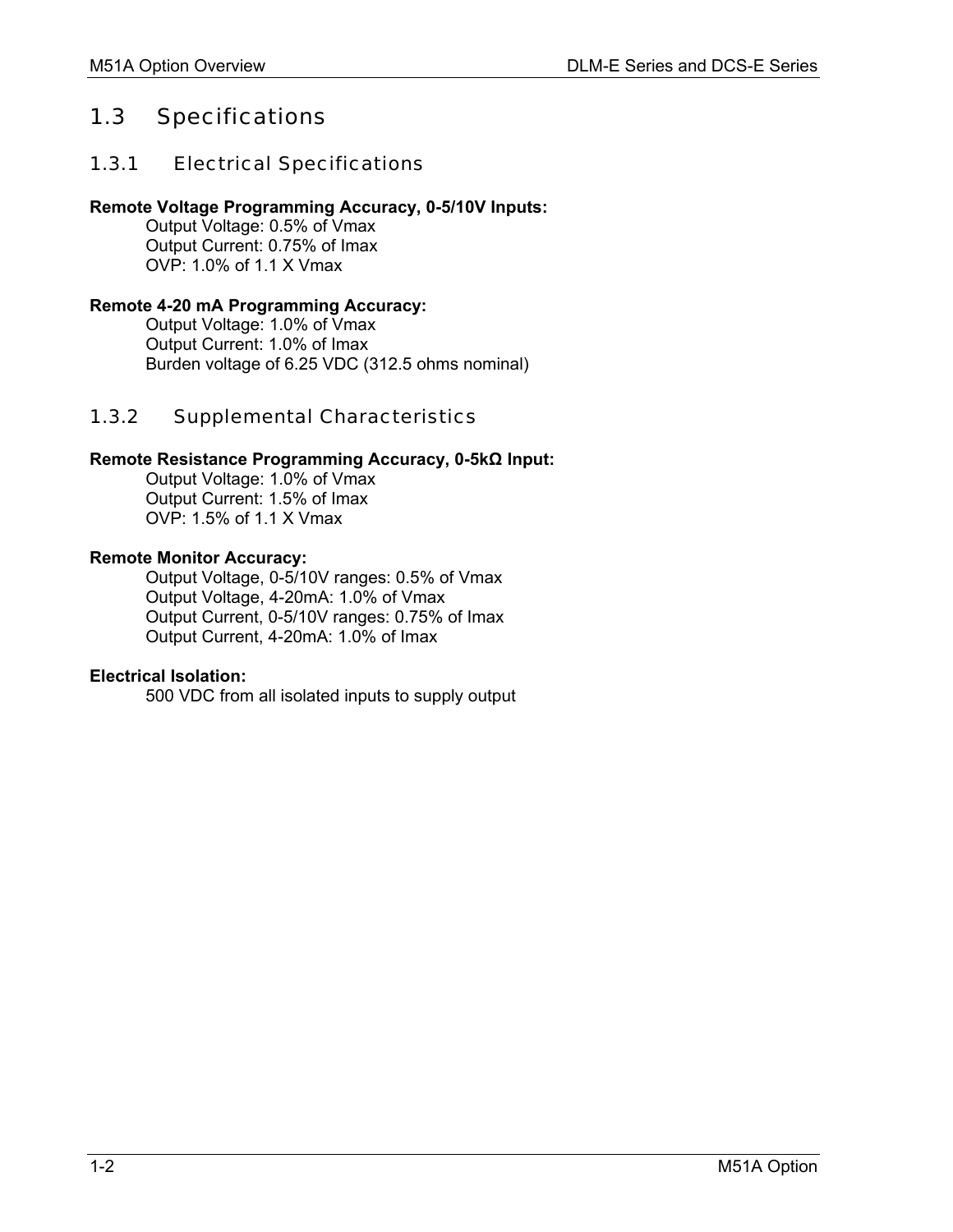## 1.3 Specifications

### 1.3.1 Electrical Specifications

**Remote Voltage Programming Accuracy, 0-5/10V Inputs:**

Output Voltage: 0.5% of Vmax
Output Current: 0.75% of Imax
OVP: 1.0% of 1.1 X Vmax

**Remote 4-20 mA Programming Accuracy:**

Output Voltage: 1.0% of Vmax
Output Current: 1.0% of Imax
Burden voltage of 6.25 VDC (312.5 ohms nominal)

### 1.3.2 Supplemental Characteristics

**Remote Resistance Programming Accuracy, 0-5kΩ Input:**

Output Voltage: 1.0% of Vmax
Output Current: 1.5% of Imax
OVP: 1.5% of 1.1 X Vmax

**Remote Monitor Accuracy:**

Output Voltage, 0-5/10V ranges: 0.5% of Vmax
Output Voltage, 4-20mA: 1.0% of Vmax
Output Current, 0-5/10V ranges: 0.75% of Imax
Output Current, 4-20mA: 1.0% of Imax

**Electrical Isolation:**

500 VDC from all isolated inputs to supply output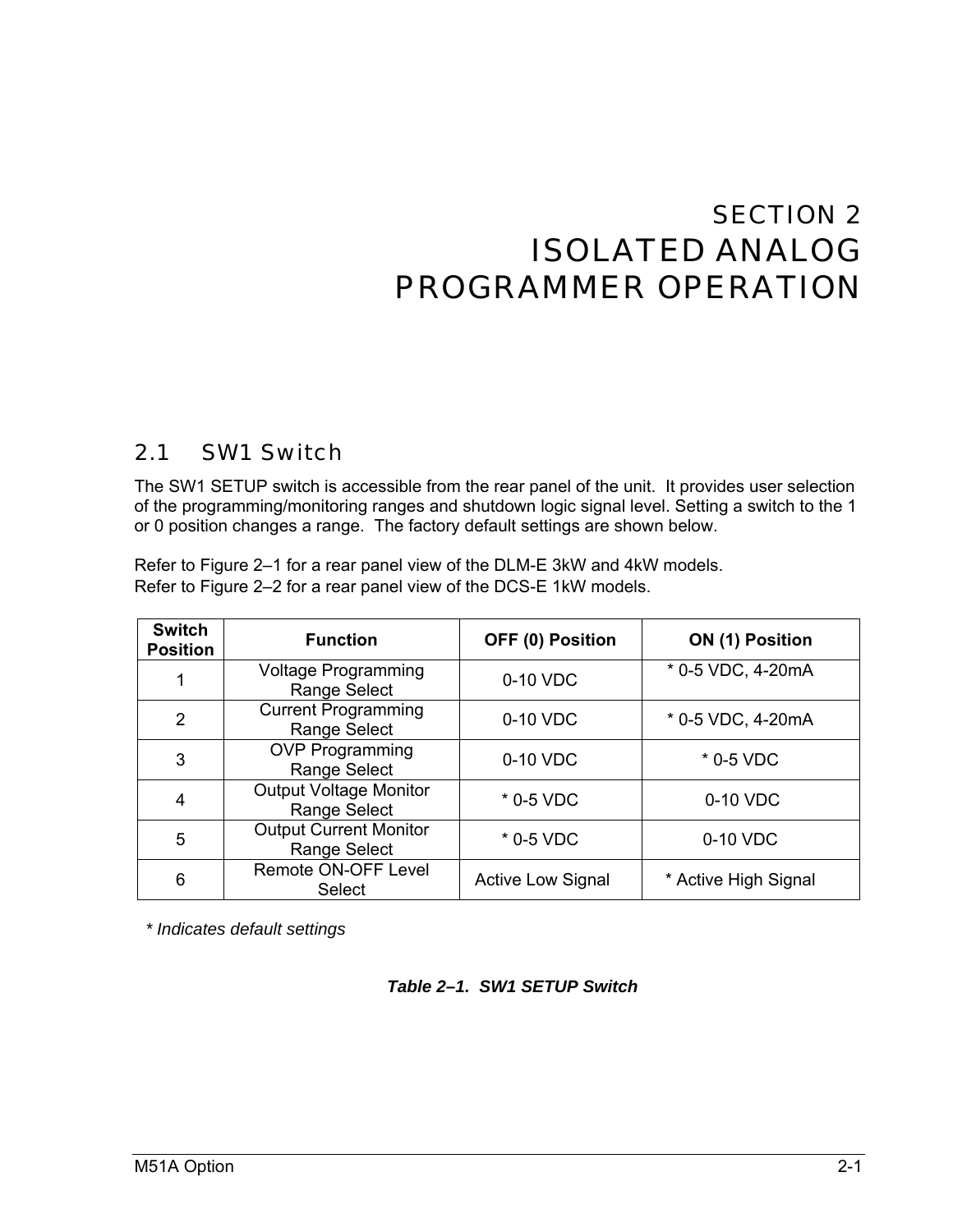# SECTION 2
# ISOLATED ANALOG PROGRAMMER OPERATION

## 2.1 SW1 Switch

The SW1 SETUP switch is accessible from the rear panel of the unit. It provides user selection of the programming/monitoring ranges and shutdown logic signal level. Setting a switch to the 1 or 0 position changes a range. The factory default settings are shown below.

Refer to Figure 2–1 for a rear panel view of the DLM-E 3kW and 4kW models.
Refer to Figure 2–2 for a rear panel view of the DCS-E 1kW models.

| Switch Position | Function | OFF (0) Position | ON (1) Position |
|---|---|---|---|
| 1 | Voltage Programming Range Select | 0-10 VDC | * 0-5 VDC, 4-20mA |
| 2 | Current Programming Range Select | 0-10 VDC | * 0-5 VDC, 4-20mA |
| 3 | OVP Programming Range Select | 0-10 VDC | * 0-5 VDC |
| 4 | Output Voltage Monitor Range Select | * 0-5 VDC | 0-10 VDC |
| 5 | Output Current Monitor Range Select | * 0-5 VDC | 0-10 VDC |
| 6 | Remote ON-OFF Level Select | Active Low Signal | * Active High Signal |

*\* Indicates default settings*

***Table 2–1. SW1 SETUP Switch***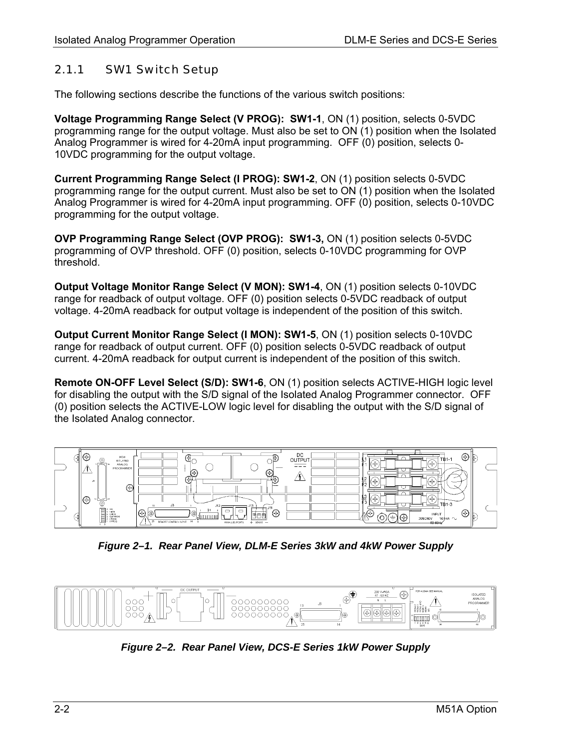### 2.1.1 SW1 Switch Setup

The following sections describe the functions of the various switch positions:

**Voltage Programming Range Select (V PROG): SW1-1**, ON (1) position, selects 0-5VDC programming range for the output voltage. Must also be set to ON (1) position when the Isolated Analog Programmer is wired for 4-20mA input programming. OFF (0) position, selects 0-10VDC programming for the output voltage.

**Current Programming Range Select (I PROG): SW1-2**, ON (1) position selects 0-5VDC programming range for the output current. Must also be set to ON (1) position when the Isolated Analog Programmer is wired for 4-20mA input programming. OFF (0) position, selects 0-10VDC programming for the output voltage.

**OVP Programming Range Select (OVP PROG): SW1-3,** ON (1) position selects 0-5VDC programming of OVP threshold. OFF (0) position, selects 0-10VDC programming for OVP threshold.

**Output Voltage Monitor Range Select (V MON): SW1-4**, ON (1) position selects 0-10VDC range for readback of output voltage. OFF (0) position selects 0-5VDC readback of output voltage. 4-20mA readback for output voltage is independent of the position of this switch.

**Output Current Monitor Range Select (I MON): SW1-5**, ON (1) position selects 0-10VDC range for readback of output current. OFF (0) position selects 0-5VDC readback of output current. 4-20mA readback for output current is independent of the position of this switch.

**Remote ON-OFF Level Select (S/D): SW1-6**, ON (1) position selects ACTIVE-HIGH logic level for disabling the output with the S/D signal of the Isolated Analog Programmer connector. OFF (0) position selects the ACTIVE-LOW logic level for disabling the output with the S/D signal of the Isolated Analog connector.

*Figure 2–1. Rear Panel View, DLM-E Series 3kW and 4kW Power Supply*

*Figure 2–2. Rear Panel View, DCS-E Series 1kW Power Supply*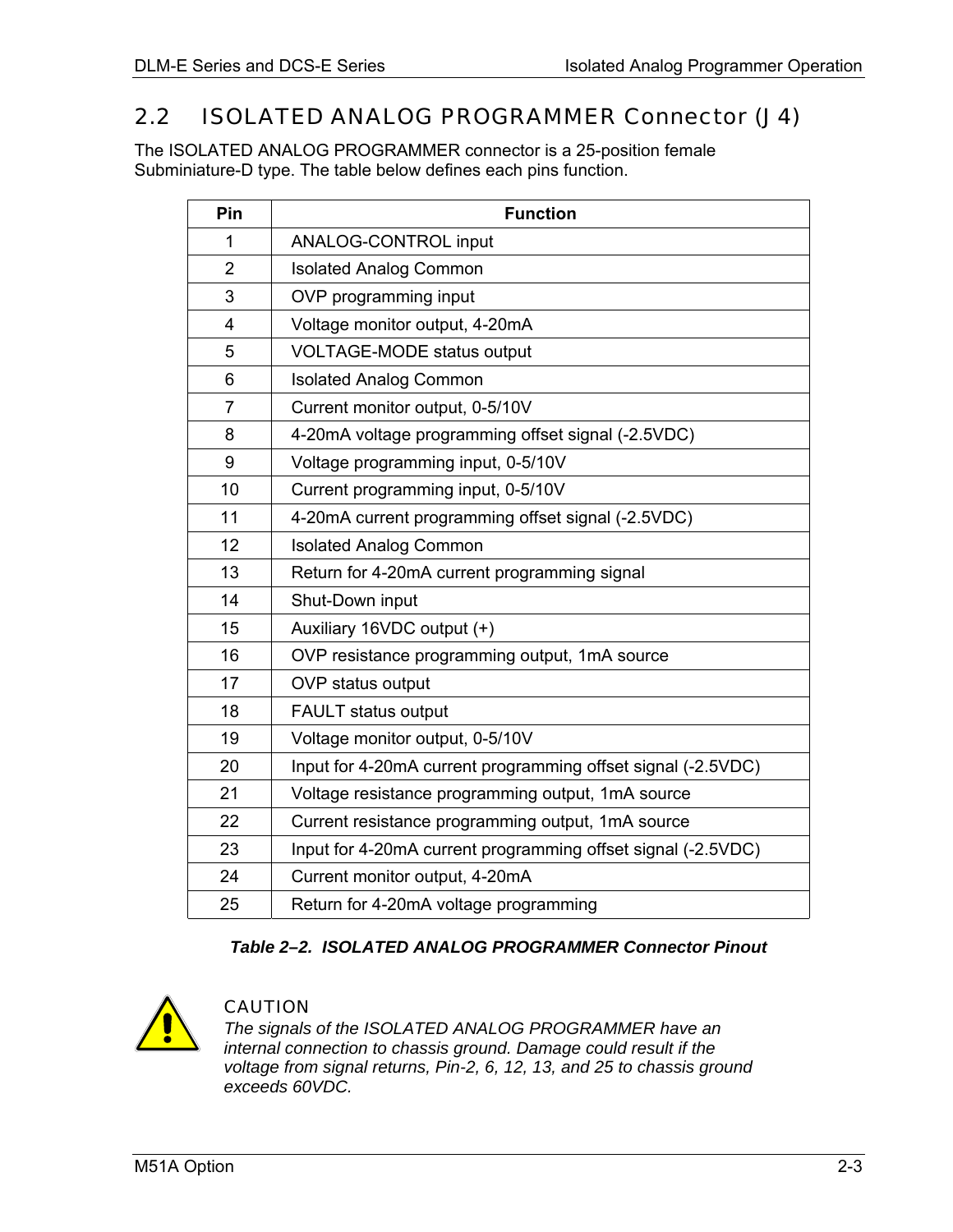## 2.2 ISOLATED ANALOG PROGRAMMER Connector (J4)

The ISOLATED ANALOG PROGRAMMER connector is a 25-position female Subminiature-D type. The table below defines each pins function.

| Pin | Function |
|---|---|
| 1 | ANALOG-CONTROL input |
| 2 | Isolated Analog Common |
| 3 | OVP programming input |
| 4 | Voltage monitor output, 4-20mA |
| 5 | VOLTAGE-MODE status output |
| 6 | Isolated Analog Common |
| 7 | Current monitor output, 0-5/10V |
| 8 | 4-20mA voltage programming offset signal (-2.5VDC) |
| 9 | Voltage programming input, 0-5/10V |
| 10 | Current programming input, 0-5/10V |
| 11 | 4-20mA current programming offset signal (-2.5VDC) |
| 12 | Isolated Analog Common |
| 13 | Return for 4-20mA current programming signal |
| 14 | Shut-Down input |
| 15 | Auxiliary 16VDC output (+) |
| 16 | OVP resistance programming output, 1mA source |
| 17 | OVP status output |
| 18 | FAULT status output |
| 19 | Voltage monitor output, 0-5/10V |
| 20 | Input for 4-20mA current programming offset signal (-2.5VDC) |
| 21 | Voltage resistance programming output, 1mA source |
| 22 | Current resistance programming output, 1mA source |
| 23 | Input for 4-20mA current programming offset signal (-2.5VDC) |
| 24 | Current monitor output, 4-20mA |
| 25 | Return for 4-20mA voltage programming |

***Table 2–2. ISOLATED ANALOG PROGRAMMER Connector Pinout***

CAUTION

*The signals of the ISOLATED ANALOG PROGRAMMER have an internal connection to chassis ground. Damage could result if the voltage from signal returns, Pin-2, 6, 12, 13, and 25 to chassis ground exceeds 60VDC.*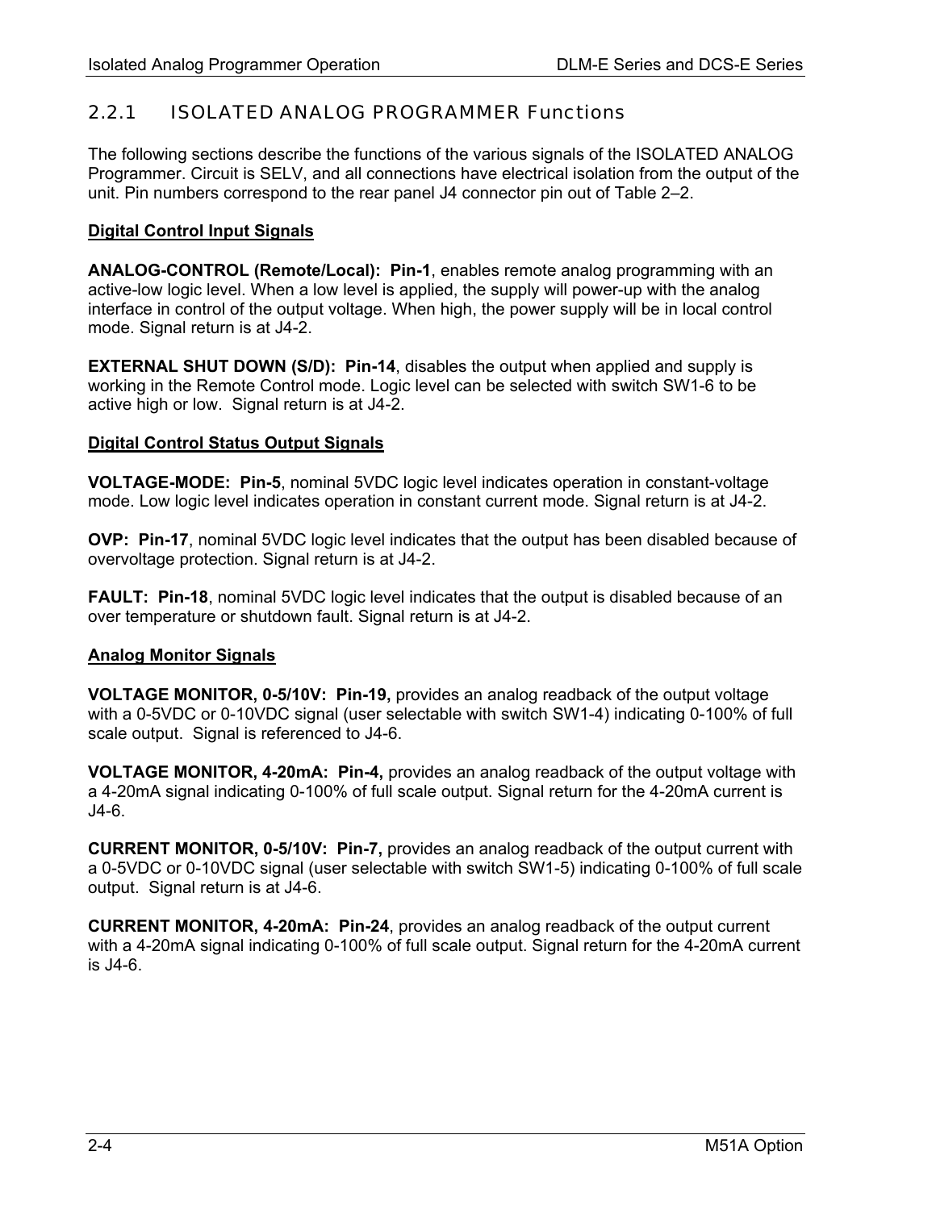### 2.2.1 ISOLATED ANALOG PROGRAMMER Functions

The following sections describe the functions of the various signals of the ISOLATED ANALOG Programmer. Circuit is SELV, and all connections have electrical isolation from the output of the unit. Pin numbers correspond to the rear panel J4 connector pin out of Table 2–2.

**Digital Control Input Signals**

**ANALOG-CONTROL (Remote/Local): Pin-1**, enables remote analog programming with an active-low logic level. When a low level is applied, the supply will power-up with the analog interface in control of the output voltage. When high, the power supply will be in local control mode. Signal return is at J4-2.

**EXTERNAL SHUT DOWN (S/D): Pin-14**, disables the output when applied and supply is working in the Remote Control mode. Logic level can be selected with switch SW1-6 to be active high or low. Signal return is at J4-2.

**Digital Control Status Output Signals**

**VOLTAGE-MODE: Pin-5**, nominal 5VDC logic level indicates operation in constant-voltage mode. Low logic level indicates operation in constant current mode. Signal return is at J4-2.

**OVP: Pin-17**, nominal 5VDC logic level indicates that the output has been disabled because of overvoltage protection. Signal return is at J4-2.

**FAULT: Pin-18**, nominal 5VDC logic level indicates that the output is disabled because of an over temperature or shutdown fault. Signal return is at J4-2.

**Analog Monitor Signals**

**VOLTAGE MONITOR, 0-5/10V: Pin-19,** provides an analog readback of the output voltage with a 0-5VDC or 0-10VDC signal (user selectable with switch SW1-4) indicating 0-100% of full scale output. Signal is referenced to J4-6.

**VOLTAGE MONITOR, 4-20mA: Pin-4,** provides an analog readback of the output voltage with a 4-20mA signal indicating 0-100% of full scale output. Signal return for the 4-20mA current is J4-6.

**CURRENT MONITOR, 0-5/10V: Pin-7,** provides an analog readback of the output current with a 0-5VDC or 0-10VDC signal (user selectable with switch SW1-5) indicating 0-100% of full scale output. Signal return is at J4-6.

**CURRENT MONITOR, 4-20mA: Pin-24**, provides an analog readback of the output current with a 4-20mA signal indicating 0-100% of full scale output. Signal return for the 4-20mA current is J4-6.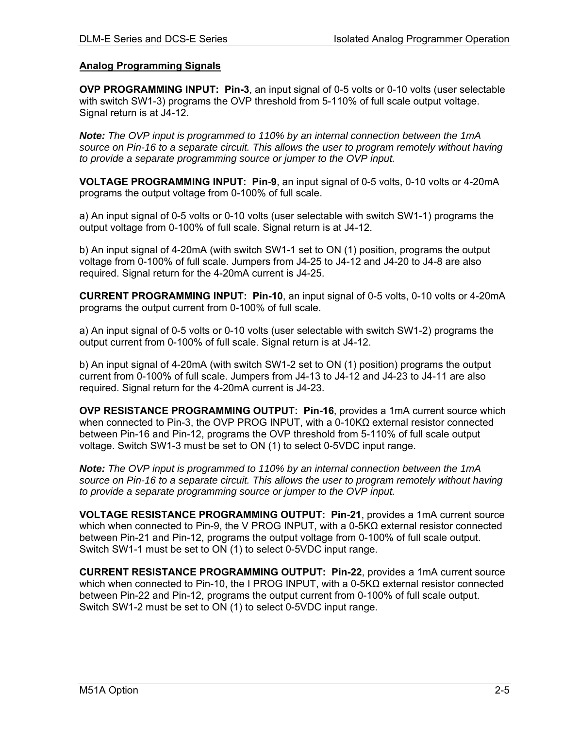**Analog Programming Signals**

**OVP PROGRAMMING INPUT: Pin-3**, an input signal of 0-5 volts or 0-10 volts (user selectable with switch SW1-3) programs the OVP threshold from 5-110% of full scale output voltage. Signal return is at J4-12.

***Note:*** *The OVP input is programmed to 110% by an internal connection between the 1mA source on Pin-16 to a separate circuit. This allows the user to program remotely without having to provide a separate programming source or jumper to the OVP input.*

**VOLTAGE PROGRAMMING INPUT: Pin-9**, an input signal of 0-5 volts, 0-10 volts or 4-20mA programs the output voltage from 0-100% of full scale.

a) An input signal of 0-5 volts or 0-10 volts (user selectable with switch SW1-1) programs the output voltage from 0-100% of full scale. Signal return is at J4-12.

b) An input signal of 4-20mA (with switch SW1-1 set to ON (1) position, programs the output voltage from 0-100% of full scale. Jumpers from J4-25 to J4-12 and J4-20 to J4-8 are also required. Signal return for the 4-20mA current is J4-25.

**CURRENT PROGRAMMING INPUT: Pin-10**, an input signal of 0-5 volts, 0-10 volts or 4-20mA programs the output current from 0-100% of full scale.

a) An input signal of 0-5 volts or 0-10 volts (user selectable with switch SW1-2) programs the output current from 0-100% of full scale. Signal return is at J4-12.

b) An input signal of 4-20mA (with switch SW1-2 set to ON (1) position) programs the output current from 0-100% of full scale. Jumpers from J4-13 to J4-12 and J4-23 to J4-11 are also required. Signal return for the 4-20mA current is J4-23.

**OVP RESISTANCE PROGRAMMING OUTPUT: Pin-16**, provides a 1mA current source which when connected to Pin-3, the OVP PROG INPUT, with a 0-10KΩ external resistor connected between Pin-16 and Pin-12, programs the OVP threshold from 5-110% of full scale output voltage. Switch SW1-3 must be set to ON (1) to select 0-5VDC input range.

***Note:*** *The OVP input is programmed to 110% by an internal connection between the 1mA source on Pin-16 to a separate circuit. This allows the user to program remotely without having to provide a separate programming source or jumper to the OVP input.*

**VOLTAGE RESISTANCE PROGRAMMING OUTPUT: Pin-21**, provides a 1mA current source which when connected to Pin-9, the V PROG INPUT, with a 0-5KΩ external resistor connected between Pin-21 and Pin-12, programs the output voltage from 0-100% of full scale output. Switch SW1-1 must be set to ON (1) to select 0-5VDC input range.

**CURRENT RESISTANCE PROGRAMMING OUTPUT: Pin-22**, provides a 1mA current source which when connected to Pin-10, the I PROG INPUT, with a 0-5KΩ external resistor connected between Pin-22 and Pin-12, programs the output current from 0-100% of full scale output. Switch SW1-2 must be set to ON (1) to select 0-5VDC input range.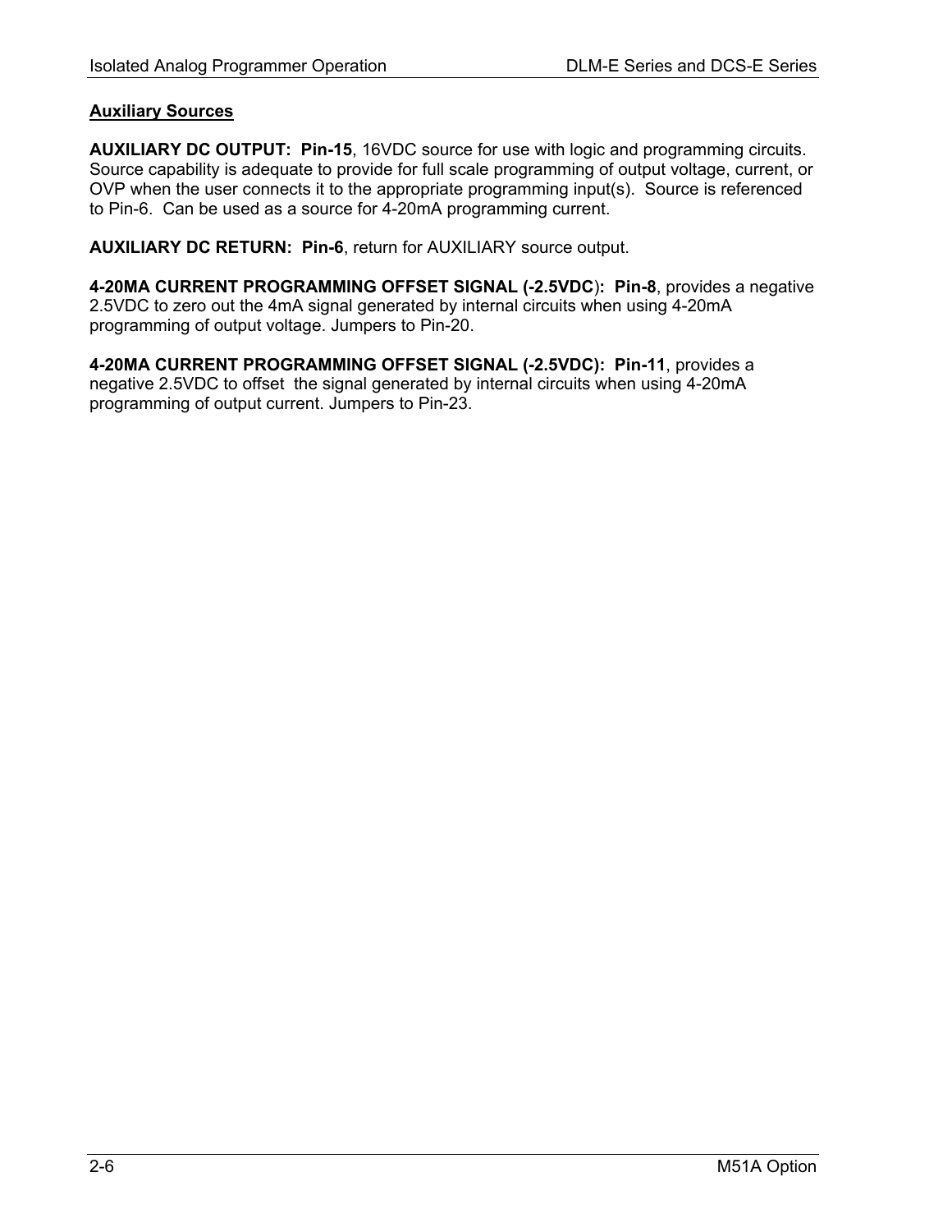**Auxiliary Sources**

**AUXILIARY DC OUTPUT: Pin-15**, 16VDC source for use with logic and programming circuits. Source capability is adequate to provide for full scale programming of output voltage, current, or OVP when the user connects it to the appropriate programming input(s). Source is referenced to Pin-6. Can be used as a source for 4-20mA programming current.

**AUXILIARY DC RETURN: Pin-6**, return for AUXILIARY source output.

**4-20MA CURRENT PROGRAMMING OFFSET SIGNAL (-2.5VDC): Pin-8**, provides a negative 2.5VDC to zero out the 4mA signal generated by internal circuits when using 4-20mA programming of output voltage. Jumpers to Pin-20.

**4-20MA CURRENT PROGRAMMING OFFSET SIGNAL (-2.5VDC): Pin-11**, provides a negative 2.5VDC to offset the signal generated by internal circuits when using 4-20mA programming of output current. Jumpers to Pin-23.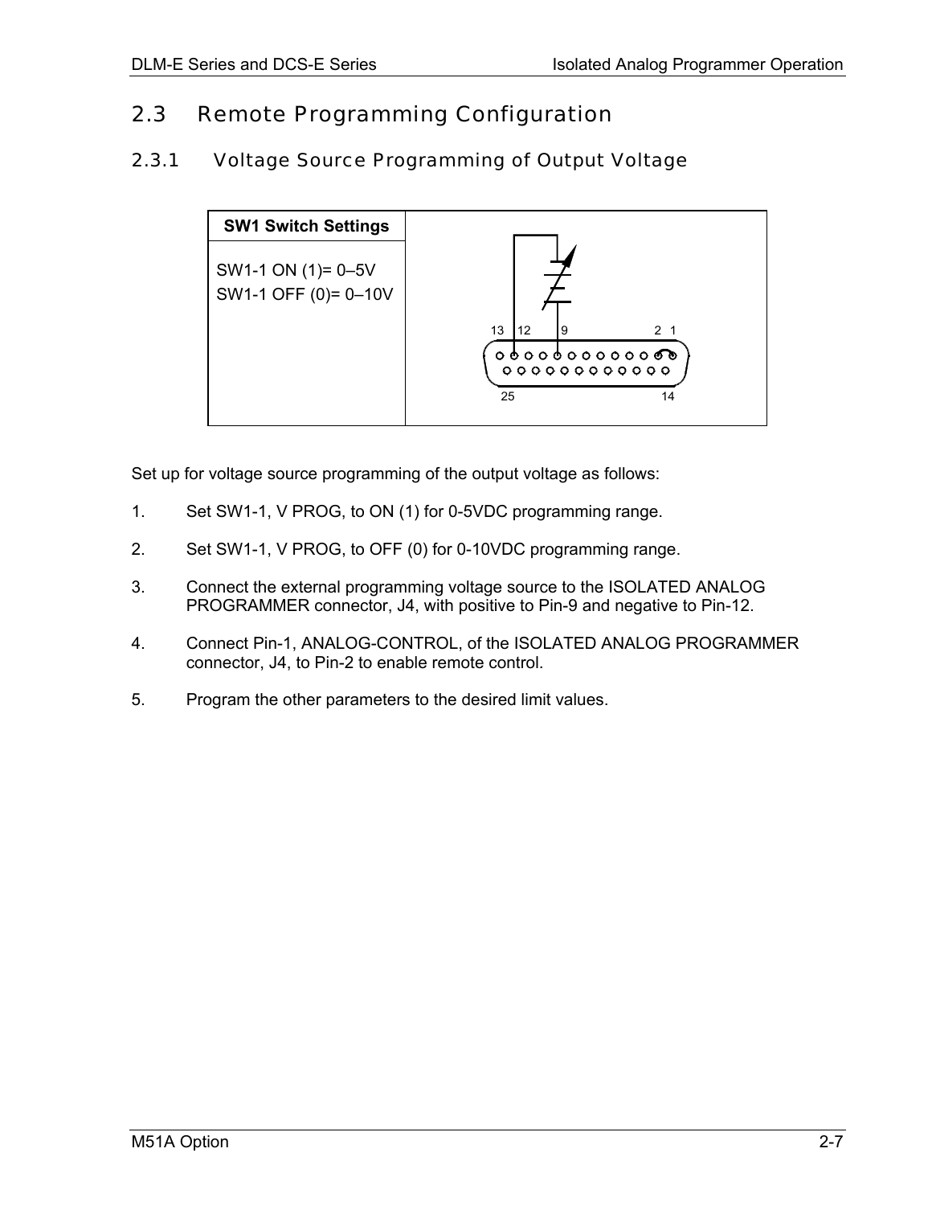## 2.3 Remote Programming Configuration

### 2.3.1 Voltage Source Programming of Output Voltage

| SW1 Switch Settings | |
|---|---|
| SW1-1 ON (1)= 0–5V<br>SW1-1 OFF (0)= 0–10V | |

Set up for voltage source programming of the output voltage as follows:

1. Set SW1-1, V PROG, to ON (1) for 0-5VDC programming range.

2. Set SW1-1, V PROG, to OFF (0) for 0-10VDC programming range.

3. Connect the external programming voltage source to the ISOLATED ANALOG PROGRAMMER connector, J4, with positive to Pin-9 and negative to Pin-12.

4. Connect Pin-1, ANALOG-CONTROL, of the ISOLATED ANALOG PROGRAMMER connector, J4, to Pin-2 to enable remote control.

5. Program the other parameters to the desired limit values.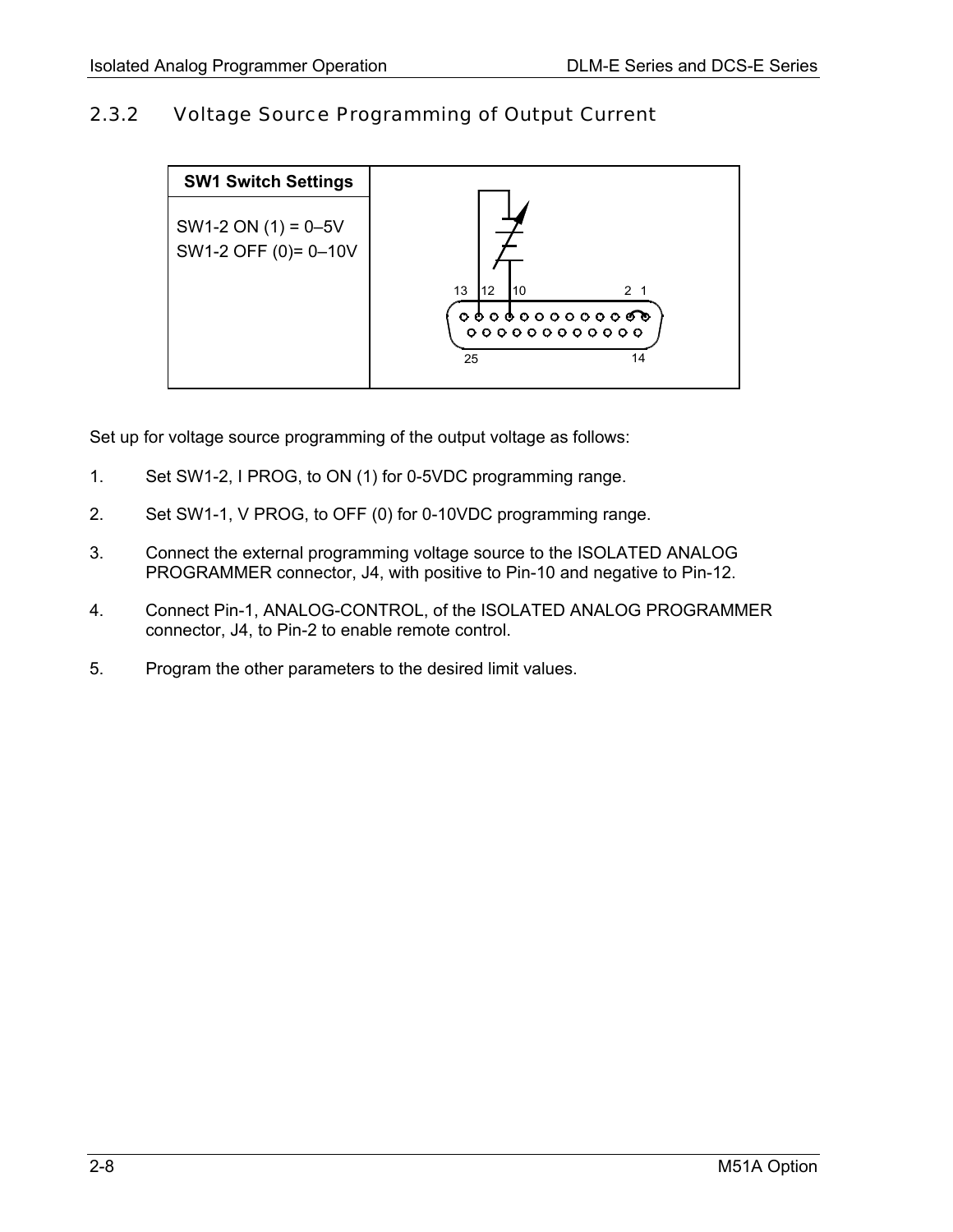## 2.3.2 Voltage Source Programming of Output Current

| SW1 Switch Settings |
|---|
| SW1-2 ON (1) = 0–5V<br>SW1-2 OFF (0)= 0–10V |

Set up for voltage source programming of the output voltage as follows:

1. Set SW1-2, I PROG, to ON (1) for 0-5VDC programming range.
2. Set SW1-1, V PROG, to OFF (0) for 0-10VDC programming range.
3. Connect the external programming voltage source to the ISOLATED ANALOG PROGRAMMER connector, J4, with positive to Pin-10 and negative to Pin-12.
4. Connect Pin-1, ANALOG-CONTROL, of the ISOLATED ANALOG PROGRAMMER connector, J4, to Pin-2 to enable remote control.
5. Program the other parameters to the desired limit values.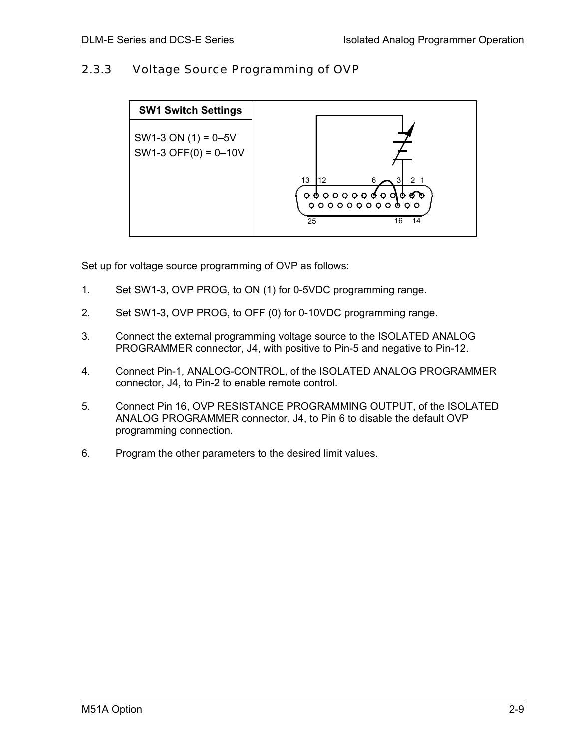## 2.3.3 Voltage Source Programming of OVP

| SW1 Switch Settings |  |
|---|---|
| SW1-3 ON (1) = 0–5V<br>SW1-3 OFF(0) = 0–10V | 13 12 6 3 2 1<br>25 16 14 |

Set up for voltage source programming of OVP as follows:

1. Set SW1-3, OVP PROG, to ON (1) for 0-5VDC programming range.
2. Set SW1-3, OVP PROG, to OFF (0) for 0-10VDC programming range.
3. Connect the external programming voltage source to the ISOLATED ANALOG PROGRAMMER connector, J4, with positive to Pin-5 and negative to Pin-12.
4. Connect Pin-1, ANALOG-CONTROL, of the ISOLATED ANALOG PROGRAMMER connector, J4, to Pin-2 to enable remote control.
5. Connect Pin 16, OVP RESISTANCE PROGRAMMING OUTPUT, of the ISOLATED ANALOG PROGRAMMER connector, J4, to Pin 6 to disable the default OVP programming connection.
6. Program the other parameters to the desired limit values.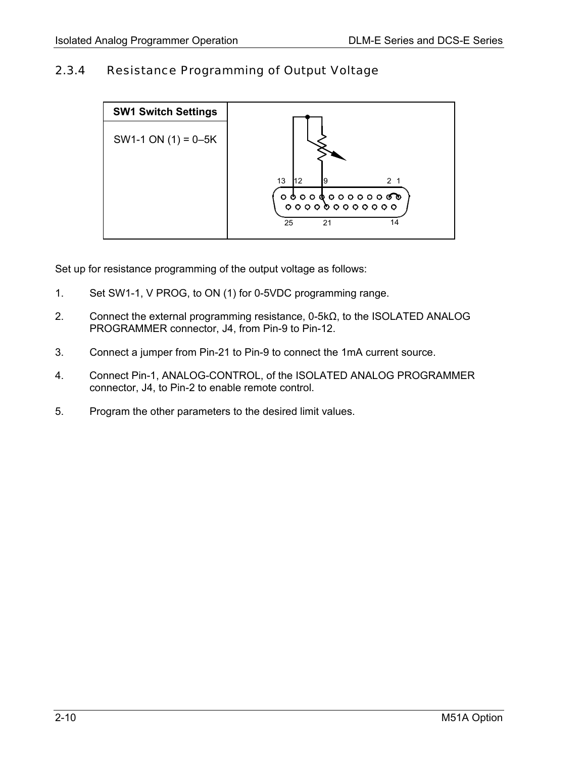### 2.3.4 Resistance Programming of Output Voltage

| SW1 Switch Settings | |
|---|---|
| SW1-1 ON (1) = 0–5K | |

Set up for resistance programming of the output voltage as follows:

1. Set SW1-1, V PROG, to ON (1) for 0-5VDC programming range.
2. Connect the external programming resistance, 0-5kΩ, to the ISOLATED ANALOG PROGRAMMER connector, J4, from Pin-9 to Pin-12.
3. Connect a jumper from Pin-21 to Pin-9 to connect the 1mA current source.
4. Connect Pin-1, ANALOG-CONTROL, of the ISOLATED ANALOG PROGRAMMER connector, J4, to Pin-2 to enable remote control.
5. Program the other parameters to the desired limit values.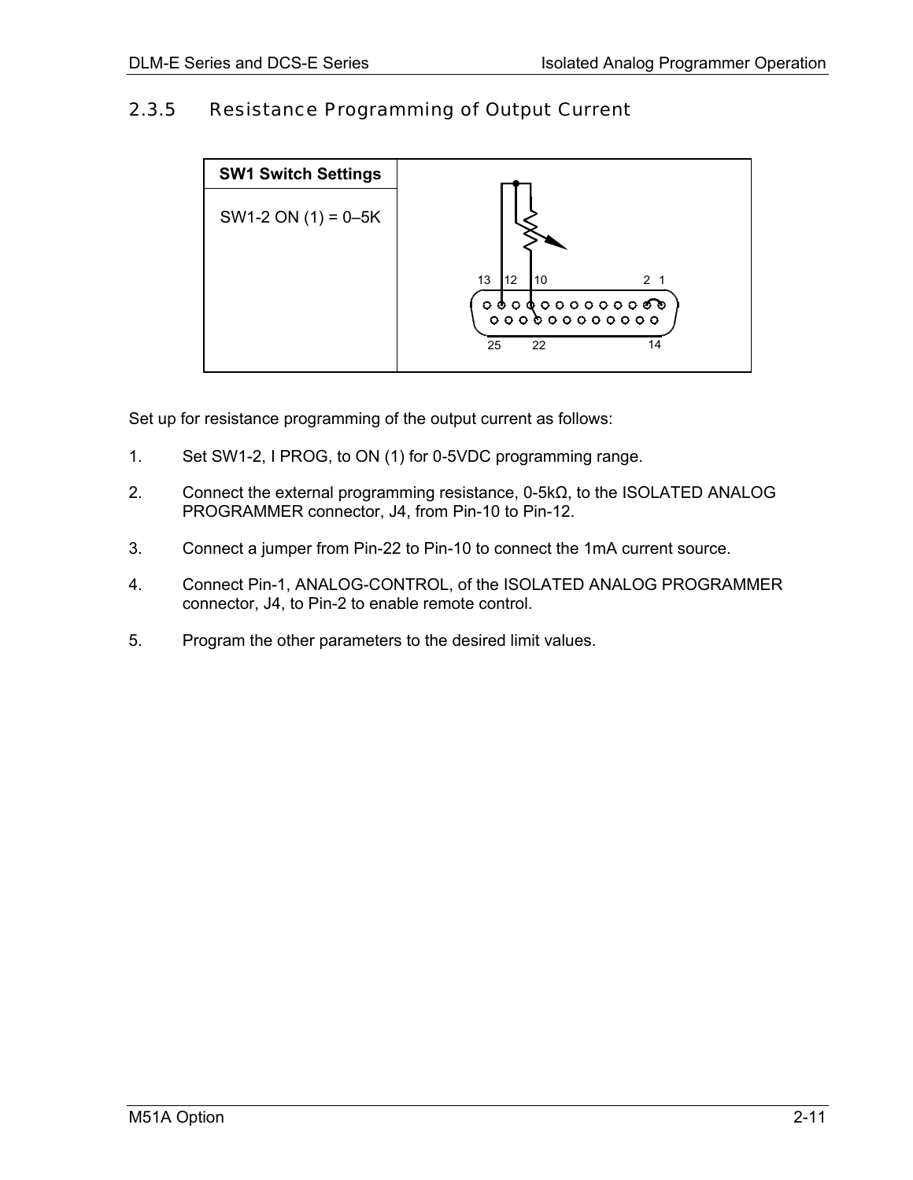### 2.3.5 Resistance Programming of Output Current

| SW1 Switch Settings |
| --- |
| SW1-2 ON (1) = 0–5K |

Set up for resistance programming of the output current as follows:

1. Set SW1-2, I PROG, to ON (1) for 0-5VDC programming range.
2. Connect the external programming resistance, 0-5kΩ, to the ISOLATED ANALOG PROGRAMMER connector, J4, from Pin-10 to Pin-12.
3. Connect a jumper from Pin-22 to Pin-10 to connect the 1mA current source.
4. Connect Pin-1, ANALOG-CONTROL, of the ISOLATED ANALOG PROGRAMMER connector, J4, to Pin-2 to enable remote control.
5. Program the other parameters to the desired limit values.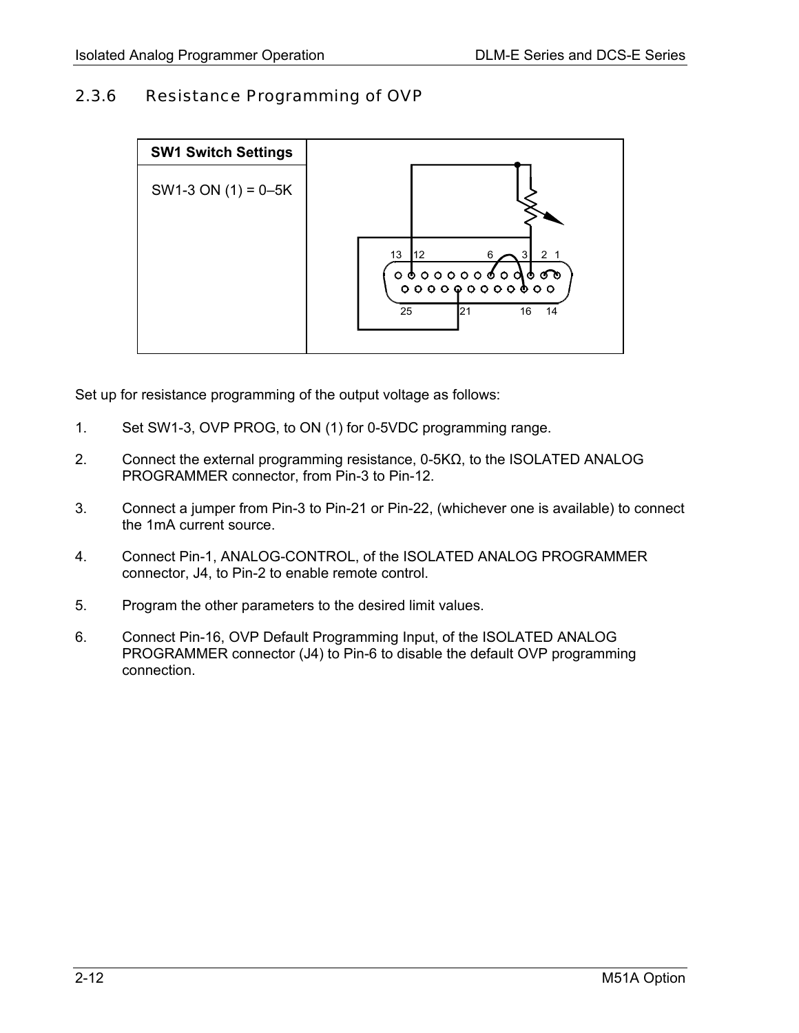### 2.3.6 Resistance Programming of OVP

| SW1 Switch Settings |
|---|
| SW1-3 ON (1) = 0–5K |

Set up for resistance programming of the output voltage as follows:

1. Set SW1-3, OVP PROG, to ON (1) for 0-5VDC programming range.
2. Connect the external programming resistance, 0-5KΩ, to the ISOLATED ANALOG PROGRAMMER connector, from Pin-3 to Pin-12.
3. Connect a jumper from Pin-3 to Pin-21 or Pin-22, (whichever one is available) to connect the 1mA current source.
4. Connect Pin-1, ANALOG-CONTROL, of the ISOLATED ANALOG PROGRAMMER connector, J4, to Pin-2 to enable remote control.
5. Program the other parameters to the desired limit values.
6. Connect Pin-16, OVP Default Programming Input, of the ISOLATED ANALOG PROGRAMMER connector (J4) to Pin-6 to disable the default OVP programming connection.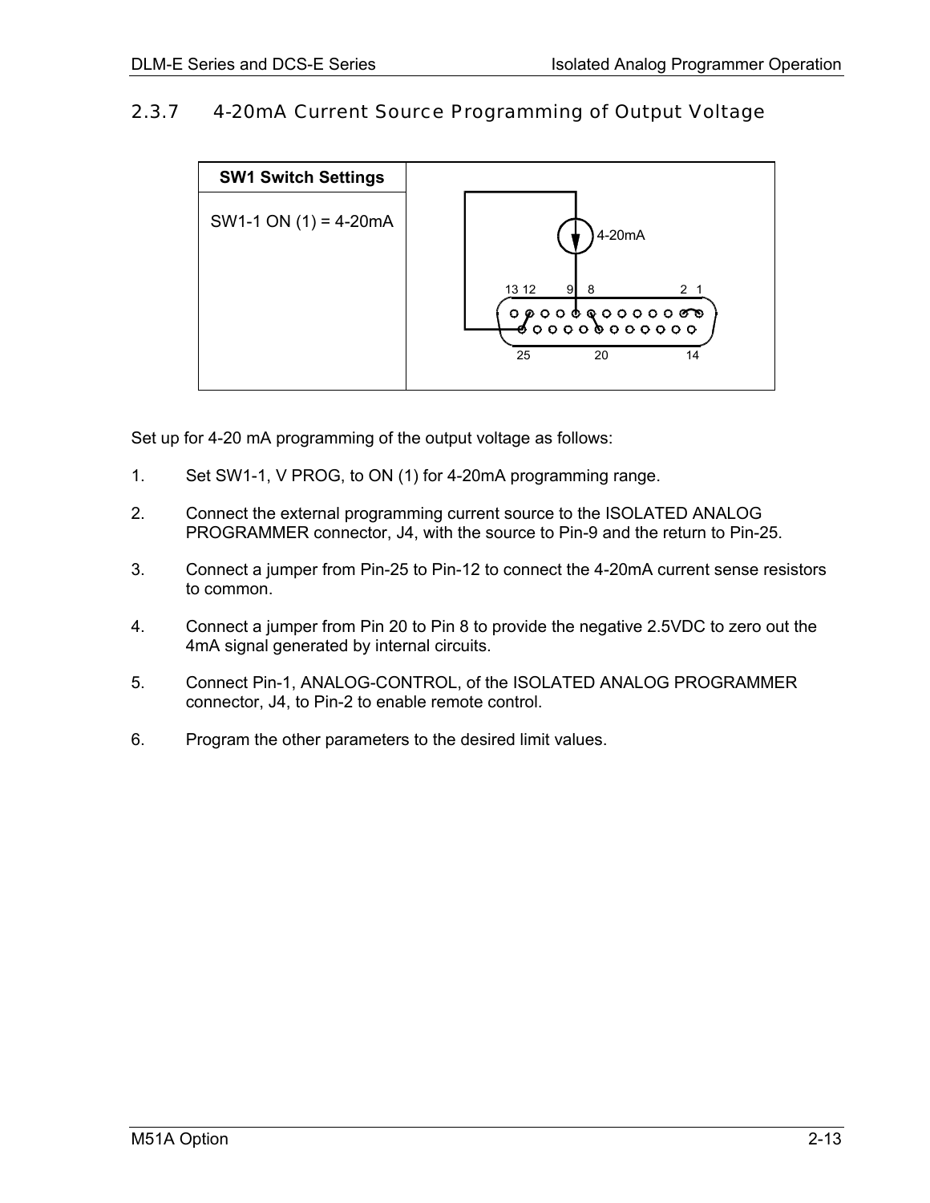## 2.3.7 4-20mA Current Source Programming of Output Voltage

| SW1 Switch Settings |
|---|
| SW1-1 ON (1) = 4-20mA |

Set up for 4-20 mA programming of the output voltage as follows:

1. Set SW1-1, V PROG, to ON (1) for 4-20mA programming range.
2. Connect the external programming current source to the ISOLATED ANALOG PROGRAMMER connector, J4, with the source to Pin-9 and the return to Pin-25.
3. Connect a jumper from Pin-25 to Pin-12 to connect the 4-20mA current sense resistors to common.
4. Connect a jumper from Pin 20 to Pin 8 to provide the negative 2.5VDC to zero out the 4mA signal generated by internal circuits.
5. Connect Pin-1, ANALOG-CONTROL, of the ISOLATED ANALOG PROGRAMMER connector, J4, to Pin-2 to enable remote control.
6. Program the other parameters to the desired limit values.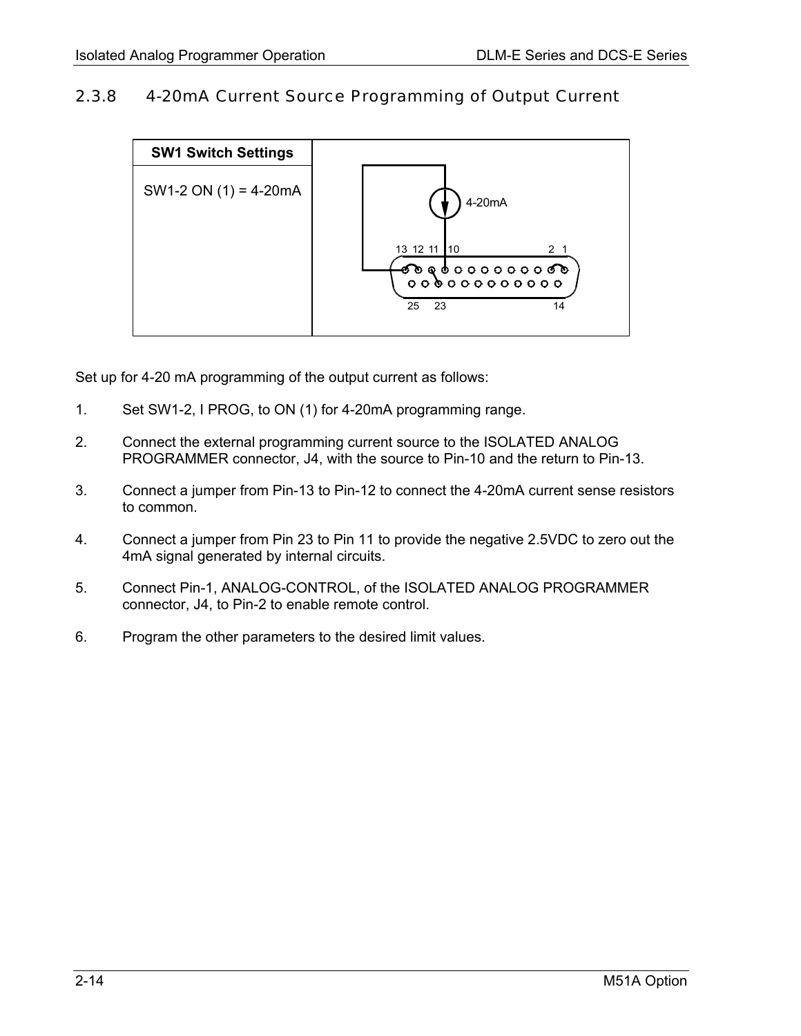### 2.3.8 4-20mA Current Source Programming of Output Current

| SW1 Switch Settings | |
|---|---|
| SW1-2 ON (1) = 4-20mA | |

Set up for 4-20 mA programming of the output current as follows:

1. Set SW1-2, I PROG, to ON (1) for 4-20mA programming range.
2. Connect the external programming current source to the ISOLATED ANALOG PROGRAMMER connector, J4, with the source to Pin-10 and the return to Pin-13.
3. Connect a jumper from Pin-13 to Pin-12 to connect the 4-20mA current sense resistors to common.
4. Connect a jumper from Pin 23 to Pin 11 to provide the negative 2.5VDC to zero out the 4mA signal generated by internal circuits.
5. Connect Pin-1, ANALOG-CONTROL, of the ISOLATED ANALOG PROGRAMMER connector, J4, to Pin-2 to enable remote control.
6. Program the other parameters to the desired limit values.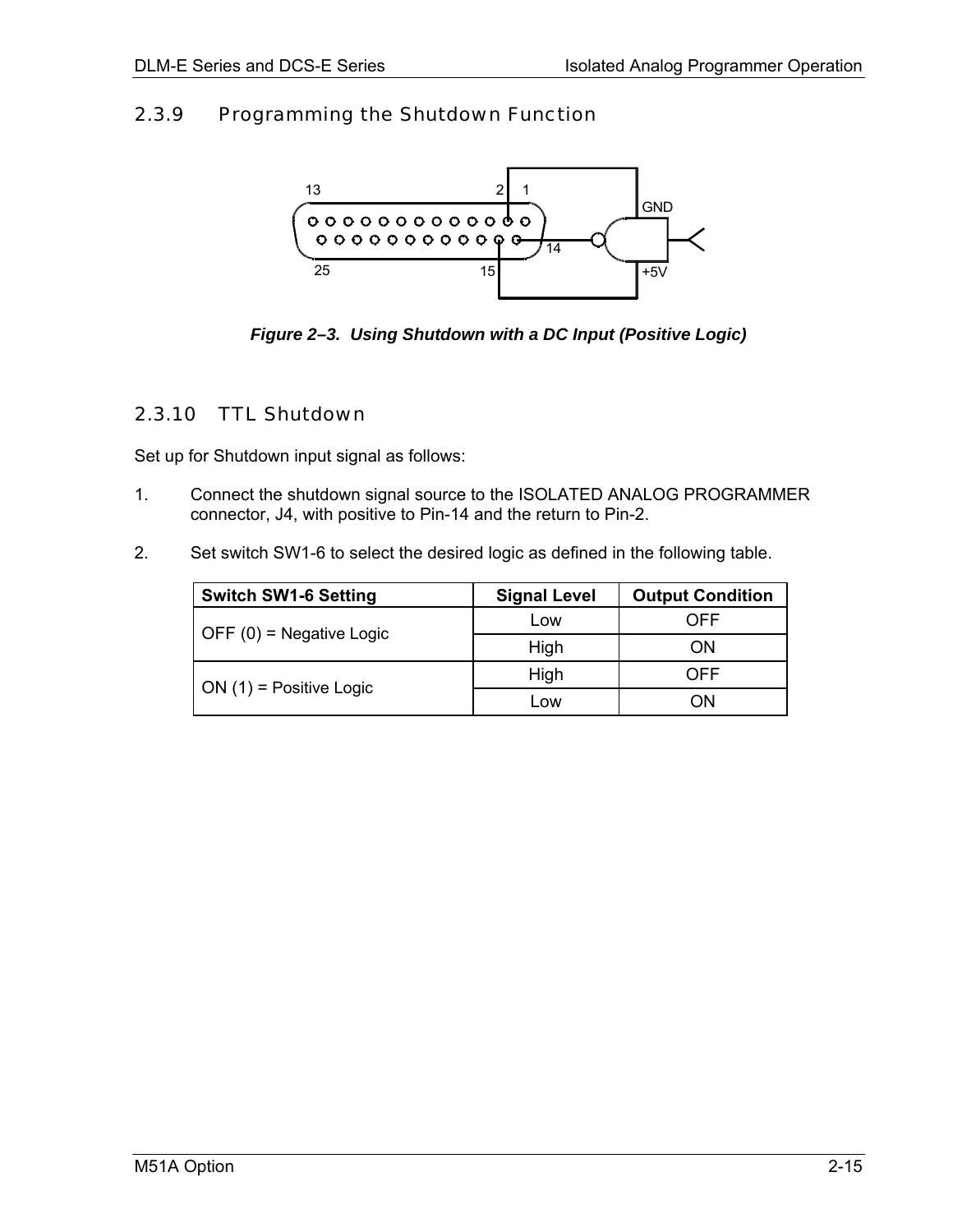## 2.3.9 Programming the Shutdown Function

*Figure 2–3. Using Shutdown with a DC Input (Positive Logic)*

## 2.3.10 TTL Shutdown

Set up for Shutdown input signal as follows:

1. Connect the shutdown signal source to the ISOLATED ANALOG PROGRAMMER connector, J4, with positive to Pin-14 and the return to Pin-2.

2. Set switch SW1-6 to select the desired logic as defined in the following table.

| Switch SW1-6 Setting | Signal Level | Output Condition |
|---|---|---|
| OFF (0) = Negative Logic | Low | OFF |
| | High | ON |
| ON (1) = Positive Logic | High | OFF |
| | Low | ON |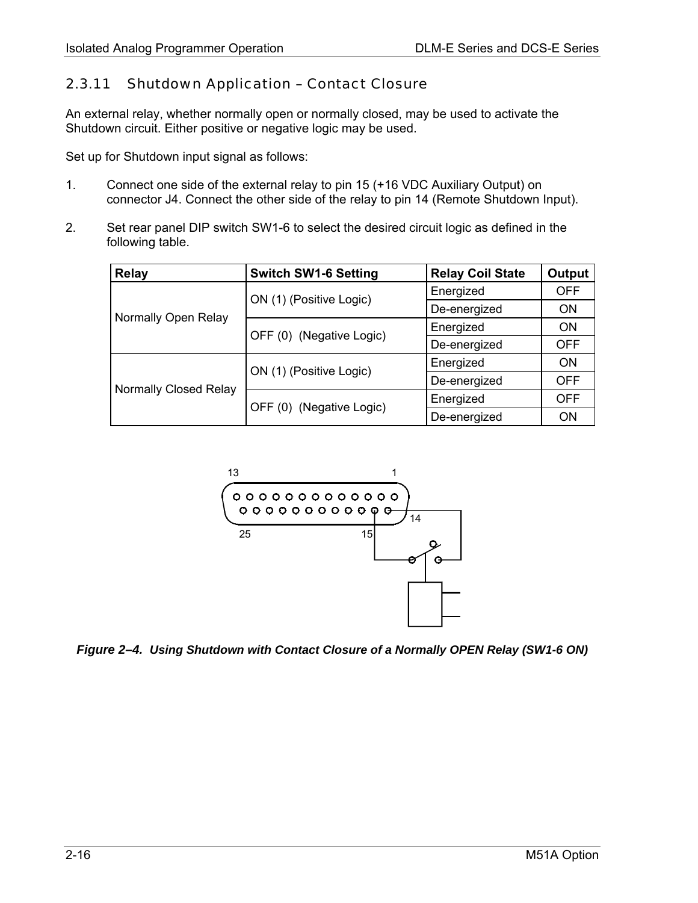### 2.3.11 Shutdown Application – Contact Closure

An external relay, whether normally open or normally closed, may be used to activate the Shutdown circuit. Either positive or negative logic may be used.

Set up for Shutdown input signal as follows:

1. Connect one side of the external relay to pin 15 (+16 VDC Auxiliary Output) on connector J4. Connect the other side of the relay to pin 14 (Remote Shutdown Input).

2. Set rear panel DIP switch SW1-6 to select the desired circuit logic as defined in the following table.

| Relay | Switch SW1-6 Setting | Relay Coil State | Output |
|---|---|---|---|
| Normally Open Relay | ON (1) (Positive Logic) | Energized | OFF |
| | | De-energized | ON |
| | OFF (0) (Negative Logic) | Energized | ON |
| | | De-energized | OFF |
| Normally Closed Relay | ON (1) (Positive Logic) | Energized | ON |
| | | De-energized | OFF |
| | OFF (0) (Negative Logic) | Energized | OFF |
| | | De-energized | ON |

13 1 14 25 15

*Figure 2–4. Using Shutdown with Contact Closure of a Normally OPEN Relay (SW1-6 ON)*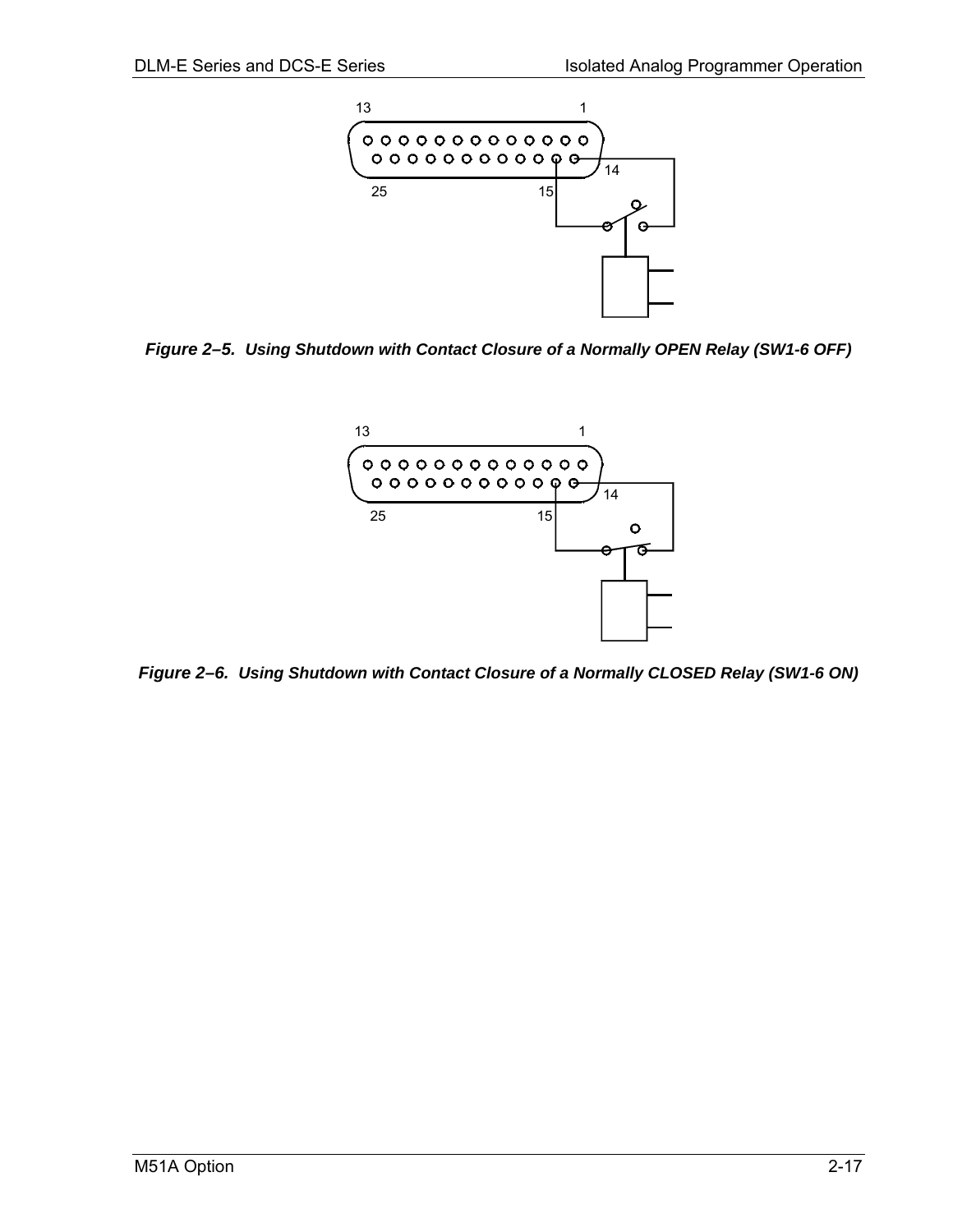*Figure 2–5.  Using Shutdown with Contact Closure of a Normally OPEN Relay (SW1-6 OFF)*

*Figure 2–6.  Using Shutdown with Contact Closure of a Normally CLOSED Relay (SW1-6 ON)*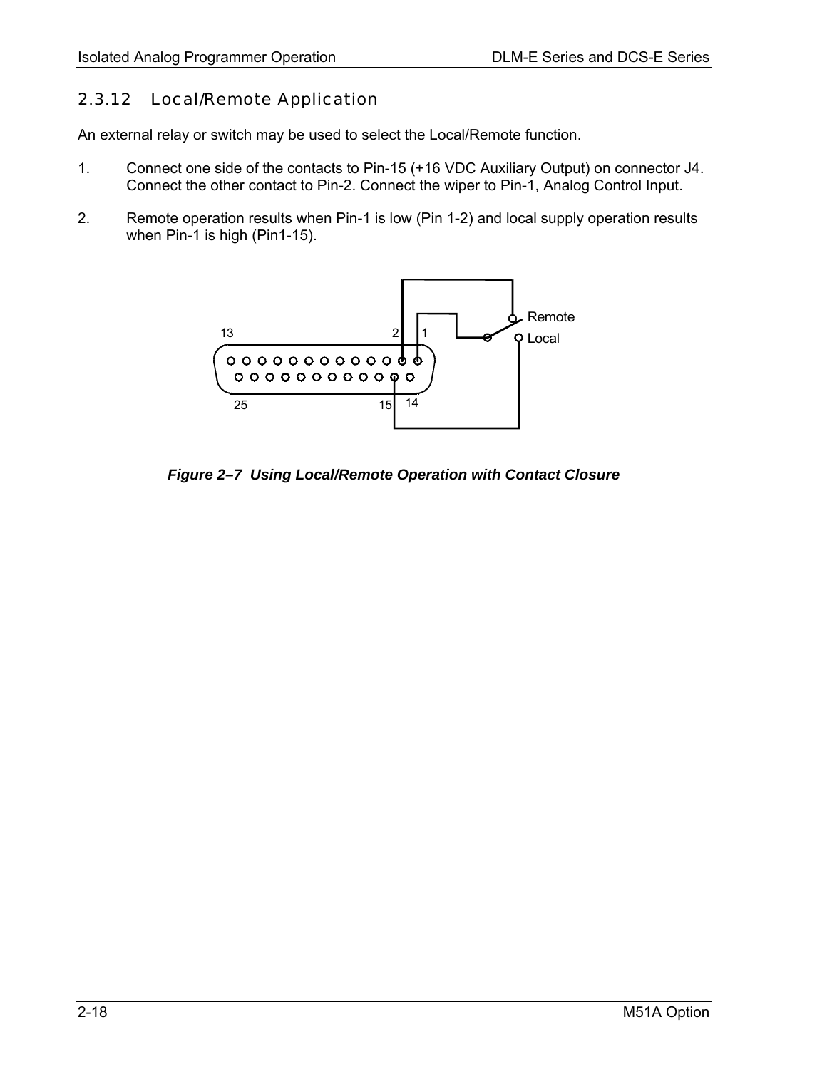## 2.3.12 Local/Remote Application

An external relay or switch may be used to select the Local/Remote function.

1. Connect one side of the contacts to Pin-15 (+16 VDC Auxiliary Output) on connector J4. Connect the other contact to Pin-2. Connect the wiper to Pin-1, Analog Control Input.

2. Remote operation results when Pin-1 is low (Pin 1-2) and local supply operation results when Pin-1 is high (Pin1-15).

***Figure 2–7 Using Local/Remote Operation with Contact Closure***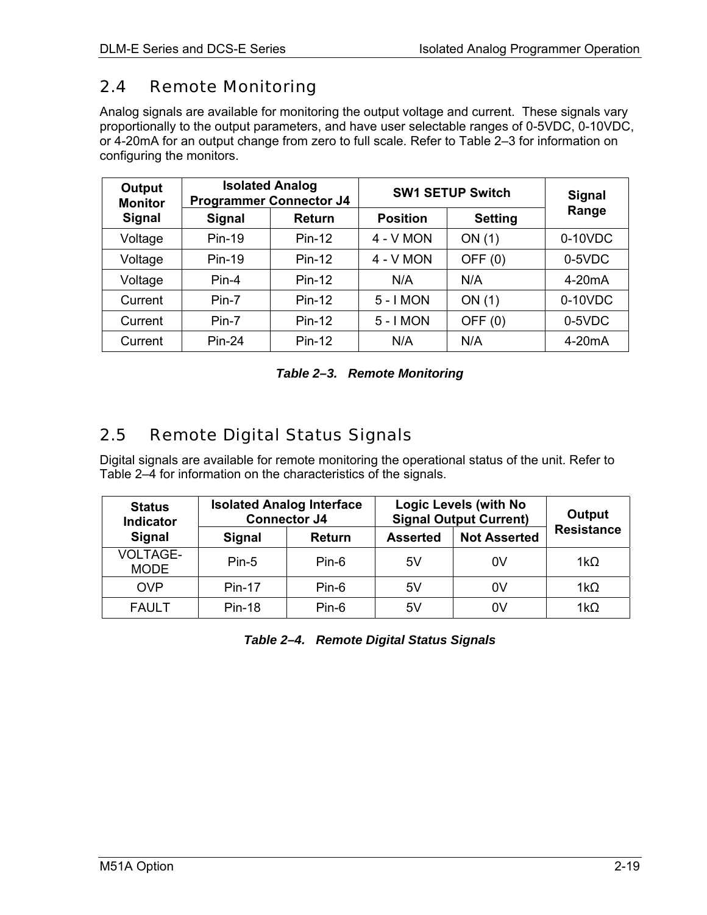## 2.4 Remote Monitoring

Analog signals are available for monitoring the output voltage and current. These signals vary proportionally to the output parameters, and have user selectable ranges of 0-5VDC, 0-10VDC, or 4-20mA for an output change from zero to full scale. Refer to Table 2–3 for information on configuring the monitors.

| Output Monitor Signal | Isolated Analog Programmer Connector J4 | | SW1 SETUP Switch | | Signal Range |
|---|---|---|---|---|---|
| | Signal | Return | Position | Setting | |
| Voltage | Pin-19 | Pin-12 | 4 - V MON | ON (1) | 0-10VDC |
| Voltage | Pin-19 | Pin-12 | 4 - V MON | OFF (0) | 0-5VDC |
| Voltage | Pin-4 | Pin-12 | N/A | N/A | 4-20mA |
| Current | Pin-7 | Pin-12 | 5 - I MON | ON (1) | 0-10VDC |
| Current | Pin-7 | Pin-12 | 5 - I MON | OFF (0) | 0-5VDC |
| Current | Pin-24 | Pin-12 | N/A | N/A | 4-20mA |

***Table 2–3. Remote Monitoring***

## 2.5 Remote Digital Status Signals

Digital signals are available for remote monitoring the operational status of the unit. Refer to Table 2–4 for information on the characteristics of the signals.

| Status Indicator Signal | Isolated Analog Interface Connector J4 | | Logic Levels (with No Signal Output Current) | | Output Resistance |
|---|---|---|---|---|---|
| | Signal | Return | Asserted | Not Asserted | |
| VOLTAGE-MODE | Pin-5 | Pin-6 | 5V | 0V | 1kΩ |
| OVP | Pin-17 | Pin-6 | 5V | 0V | 1kΩ |
| FAULT | Pin-18 | Pin-6 | 5V | 0V | 1kΩ |

***Table 2–4. Remote Digital Status Signals***